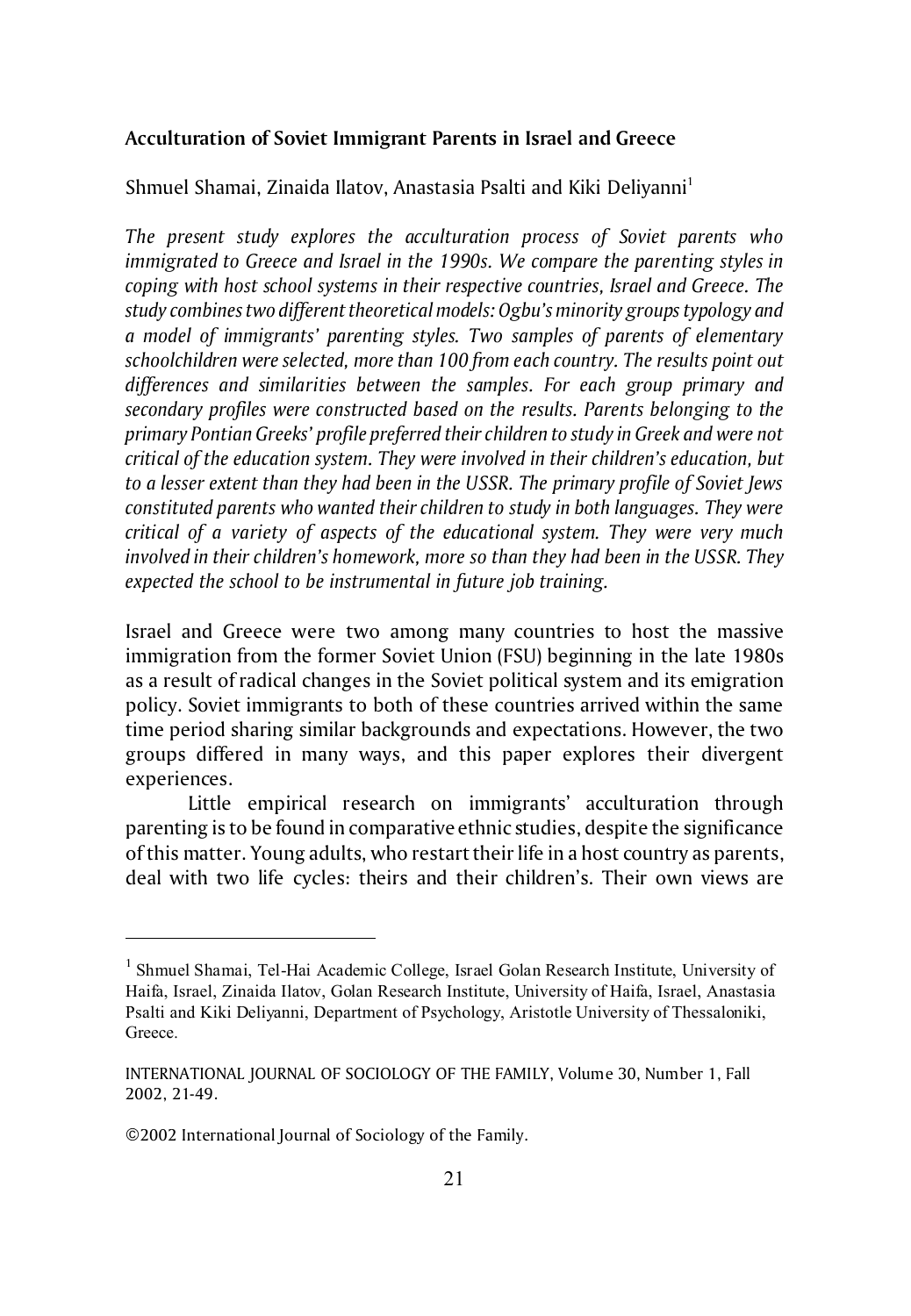# Acculturation of Soviet Immigrant Parents in Israel and Greece

Shmuel Shamai, Zinaida Ilatov, Anastasia Psalti and Kiki Deliyanni[1]

*The present study explores the acculturation process of Soviet parents who immigrated to Greece and Israel in the 1990s. We compare the parenting styles in coping with host school systems in their respective countries, Israel and Greece. The study combines two different theoretical models: Ogbu's minority groups typology and a model of immigrants' parenting styles. Two samples of parents of elementary schoolchildren were selected, more than 100 from each country. The results point out differences and similarities between the samples. For each group primary and secondary profiles were constructed based on the results. Parents belonging to the primary Pontian Greeks' profile preferred their children to study in Greek and were not critical of the education system. They were involved in their children's education, but to a lesser extent than they had been in the USSR. The primary profile of Soviet Jews constituted parents who wanted their children to study in both languages. They were critical of a variety of aspects of the educational system. They were very much involved in their children's homework, more so than they had been in the USSR. They expected the school to be instrumental in future job training.*

Israel and Greece were two among many countries to host the massive immigration from the former Soviet Union (FSU) beginning in the late 1980s as a result of radical changes in the Soviet political system and its emigration policy. Soviet immigrants to both of these countries arrived within the same time period sharing similar backgrounds and expectations. However, the two groups differed in many ways, and this paper explores their divergent experiences.

Little empirical research on immigrants' acculturation through parenting is to be found in comparative ethnic studies, despite the significance of this matter. Young adults, who restart their life in a host country as parents, deal with two life cycles: theirs and their children's. Their own views are

---

[1] Shmuel Shamai, Tel-Hai Academic College, Israel Golan Research Institute, University of Haifa, Israel, Zinaida Ilatov, Golan Research Institute, University of Haifa, Israel, Anastasia Psalti and Kiki Deliyanni, Department of Psychology, Aristotle University of Thessaloniki, Greece.

INTERNATIONAL JOURNAL OF SOCIOLOGY OF THE FAMILY, Volume 30, Number 1, Fall 2002, 21-49.

©2002 International Journal of Sociology of the Family.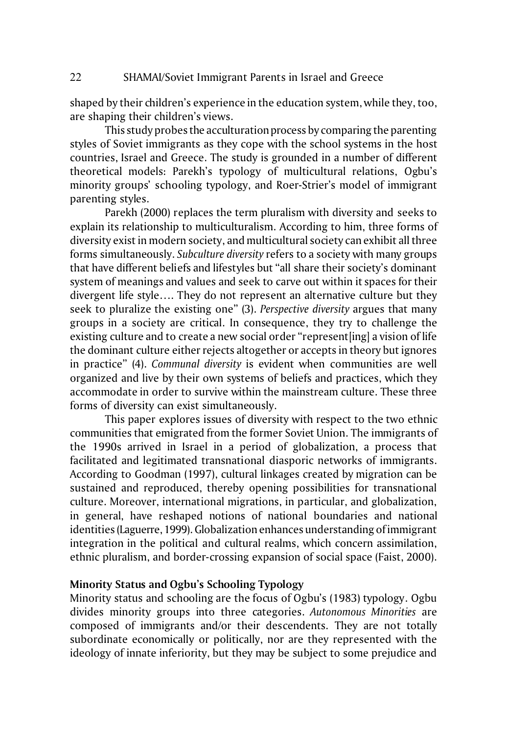shaped by their children's experience in the education system, while they, too, are shaping their children's views.

This study probes the acculturation process by comparing the parenting styles of Soviet immigrants as they cope with the school systems in the host countries, Israel and Greece. The study is grounded in a number of different theoretical models: Parekh's typology of multicultural relations, Ogbu's minority groups' schooling typology, and Roer-Strier's model of immigrant parenting styles.

Parekh (2000) replaces the term pluralism with diversity and seeks to explain its relationship to multiculturalism. According to him, three forms of diversity exist in modern society, and multicultural society can exhibit all three forms simultaneously. *Subculture diversity* refers to a society with many groups that have different beliefs and lifestyles but "all share their society's dominant system of meanings and values and seek to carve out within it spaces for their divergent life style…. They do not represent an alternative culture but they seek to pluralize the existing one" (3). *Perspective diversity* argues that many groups in a society are critical. In consequence, they try to challenge the existing culture and to create a new social order "represent[ing] a vision of life the dominant culture either rejects altogether or accepts in theory but ignores in practice" (4). *Communal diversity* is evident when communities are well organized and live by their own systems of beliefs and practices, which they accommodate in order to survive within the mainstream culture. These three forms of diversity can exist simultaneously.

This paper explores issues of diversity with respect to the two ethnic communities that emigrated from the former Soviet Union. The immigrants of the 1990s arrived in Israel in a period of globalization, a process that facilitated and legitimated transnational diasporic networks of immigrants. According to Goodman (1997), cultural linkages created by migration can be sustained and reproduced, thereby opening possibilities for transnational culture. Moreover, international migrations, in particular, and globalization, in general, have reshaped notions of national boundaries and national identities (Laguerre, 1999). Globalization enhances understanding of immigrant integration in the political and cultural realms, which concern assimilation, ethnic pluralism, and border-crossing expansion of social space (Faist, 2000).

## Minority Status and Ogbu's Schooling Typology

Minority status and schooling are the focus of Ogbu's (1983) typology. Ogbu divides minority groups into three categories. *Autonomous Minorities* are composed of immigrants and/or their descendents. They are not totally subordinate economically or politically, nor are they represented with the ideology of innate inferiority, but they may be subject to some prejudice and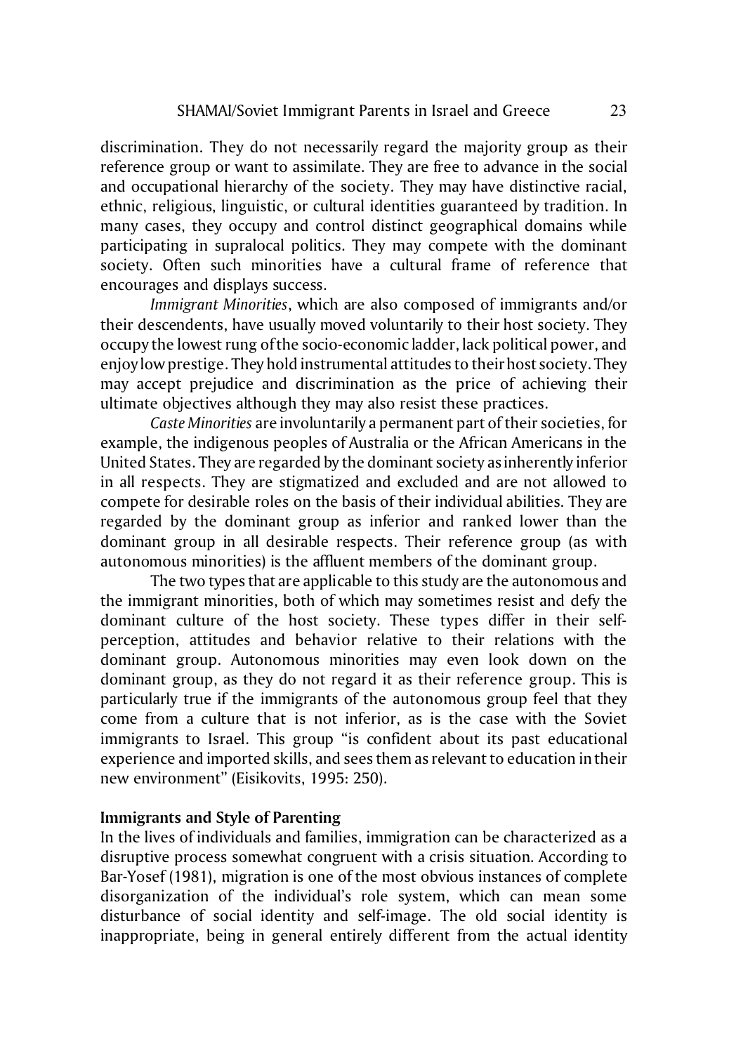discrimination. They do not necessarily regard the majority group as their reference group or want to assimilate. They are free to advance in the social and occupational hierarchy of the society. They may have distinctive racial, ethnic, religious, linguistic, or cultural identities guaranteed by tradition. In many cases, they occupy and control distinct geographical domains while participating in supralocal politics. They may compete with the dominant society. Often such minorities have a cultural frame of reference that encourages and displays success.

*Immigrant Minorities*, which are also composed of immigrants and/or their descendents, have usually moved voluntarily to their host society. They occupy the lowest rung of the socio-economic ladder, lack political power, and enjoy low prestige. They hold instrumental attitudes to their host society. They may accept prejudice and discrimination as the price of achieving their ultimate objectives although they may also resist these practices.

*Caste Minorities* are involuntarily a permanent part of their societies, for example, the indigenous peoples of Australia or the African Americans in the United States. They are regarded by the dominant society as inherently inferior in all respects. They are stigmatized and excluded and are not allowed to compete for desirable roles on the basis of their individual abilities. They are regarded by the dominant group as inferior and ranked lower than the dominant group in all desirable respects. Their reference group (as with autonomous minorities) is the affluent members of the dominant group.

The two types that are applicable to this study are the autonomous and the immigrant minorities, both of which may sometimes resist and defy the dominant culture of the host society. These types differ in their self-perception, attitudes and behavior relative to their relations with the dominant group. Autonomous minorities may even look down on the dominant group, as they do not regard it as their reference group. This is particularly true if the immigrants of the autonomous group feel that they come from a culture that is not inferior, as is the case with the Soviet immigrants to Israel. This group "is confident about its past educational experience and imported skills, and sees them as relevant to education in their new environment" (Eisikovits, 1995: 250).

**Immigrants and Style of Parenting**

In the lives of individuals and families, immigration can be characterized as a disruptive process somewhat congruent with a crisis situation. According to Bar-Yosef (1981), migration is one of the most obvious instances of complete disorganization of the individual's role system, which can mean some disturbance of social identity and self-image. The old social identity is inappropriate, being in general entirely different from the actual identity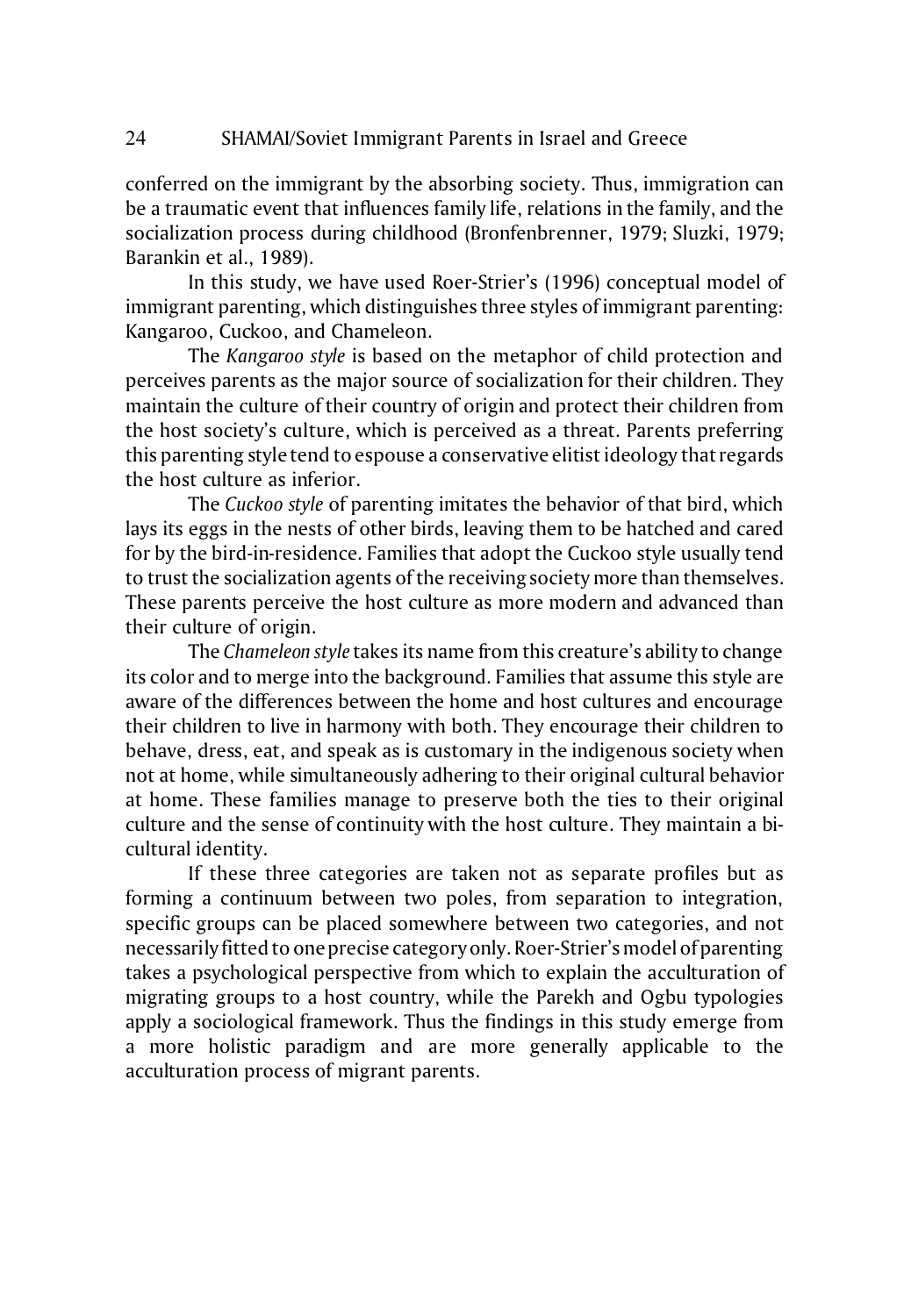conferred on the immigrant by the absorbing society. Thus, immigration can be a traumatic event that influences family life, relations in the family, and the socialization process during childhood (Bronfenbrenner, 1979; Sluzki, 1979; Barankin et al., 1989).

In this study, we have used Roer-Strier's (1996) conceptual model of immigrant parenting, which distinguishes three styles of immigrant parenting: Kangaroo, Cuckoo, and Chameleon.

The *Kangaroo style* is based on the metaphor of child protection and perceives parents as the major source of socialization for their children. They maintain the culture of their country of origin and protect their children from the host society's culture, which is perceived as a threat. Parents preferring this parenting style tend to espouse a conservative elitist ideology that regards the host culture as inferior.

The *Cuckoo style* of parenting imitates the behavior of that bird, which lays its eggs in the nests of other birds, leaving them to be hatched and cared for by the bird-in-residence. Families that adopt the Cuckoo style usually tend to trust the socialization agents of the receiving society more than themselves. These parents perceive the host culture as more modern and advanced than their culture of origin.

The *Chameleon style* takes its name from this creature's ability to change its color and to merge into the background. Families that assume this style are aware of the differences between the home and host cultures and encourage their children to live in harmony with both. They encourage their children to behave, dress, eat, and speak as is customary in the indigenous society when not at home, while simultaneously adhering to their original cultural behavior at home. These families manage to preserve both the ties to their original culture and the sense of continuity with the host culture. They maintain a bi-cultural identity.

If these three categories are taken not as separate profiles but as forming a continuum between two poles, from separation to integration, specific groups can be placed somewhere between two categories, and not necessarily fitted to one precise category only. Roer-Strier's model of parenting takes a psychological perspective from which to explain the acculturation of migrating groups to a host country, while the Parekh and Ogbu typologies apply a sociological framework. Thus the findings in this study emerge from a more holistic paradigm and are more generally applicable to the acculturation process of migrant parents.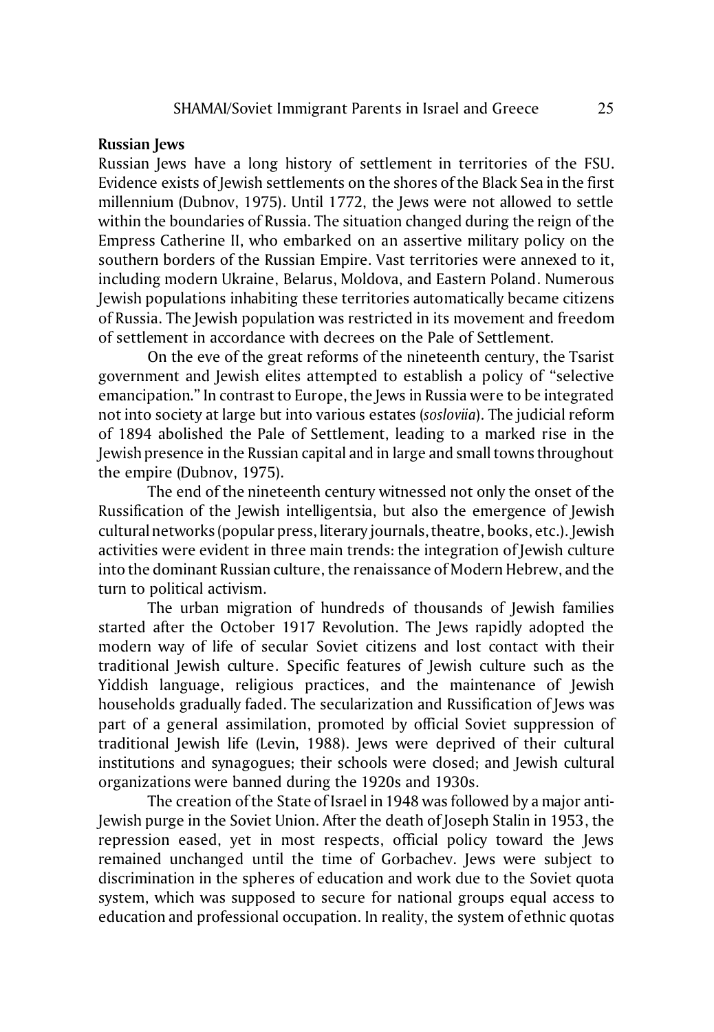**Russian Jews**

Russian Jews have a long history of settlement in territories of the FSU. Evidence exists of Jewish settlements on the shores of the Black Sea in the first millennium (Dubnov, 1975). Until 1772, the Jews were not allowed to settle within the boundaries of Russia. The situation changed during the reign of the Empress Catherine II, who embarked on an assertive military policy on the southern borders of the Russian Empire. Vast territories were annexed to it, including modern Ukraine, Belarus, Moldova, and Eastern Poland. Numerous Jewish populations inhabiting these territories automatically became citizens of Russia. The Jewish population was restricted in its movement and freedom of settlement in accordance with decrees on the Pale of Settlement.

On the eve of the great reforms of the nineteenth century, the Tsarist government and Jewish elites attempted to establish a policy of "selective emancipation." In contrast to Europe, the Jews in Russia were to be integrated not into society at large but into various estates (*sosloviia*). The judicial reform of 1894 abolished the Pale of Settlement, leading to a marked rise in the Jewish presence in the Russian capital and in large and small towns throughout the empire (Dubnov, 1975).

The end of the nineteenth century witnessed not only the onset of the Russification of the Jewish intelligentsia, but also the emergence of Jewish cultural networks (popular press, literary journals, theatre, books, etc.). Jewish activities were evident in three main trends: the integration of Jewish culture into the dominant Russian culture, the renaissance of Modern Hebrew, and the turn to political activism.

The urban migration of hundreds of thousands of Jewish families started after the October 1917 Revolution. The Jews rapidly adopted the modern way of life of secular Soviet citizens and lost contact with their traditional Jewish culture. Specific features of Jewish culture such as the Yiddish language, religious practices, and the maintenance of Jewish households gradually faded. The secularization and Russification of Jews was part of a general assimilation, promoted by official Soviet suppression of traditional Jewish life (Levin, 1988). Jews were deprived of their cultural institutions and synagogues; their schools were closed; and Jewish cultural organizations were banned during the 1920s and 1930s.

The creation of the State of Israel in 1948 was followed by a major anti-Jewish purge in the Soviet Union. After the death of Joseph Stalin in 1953, the repression eased, yet in most respects, official policy toward the Jews remained unchanged until the time of Gorbachev. Jews were subject to discrimination in the spheres of education and work due to the Soviet quota system, which was supposed to secure for national groups equal access to education and professional occupation. In reality, the system of ethnic quotas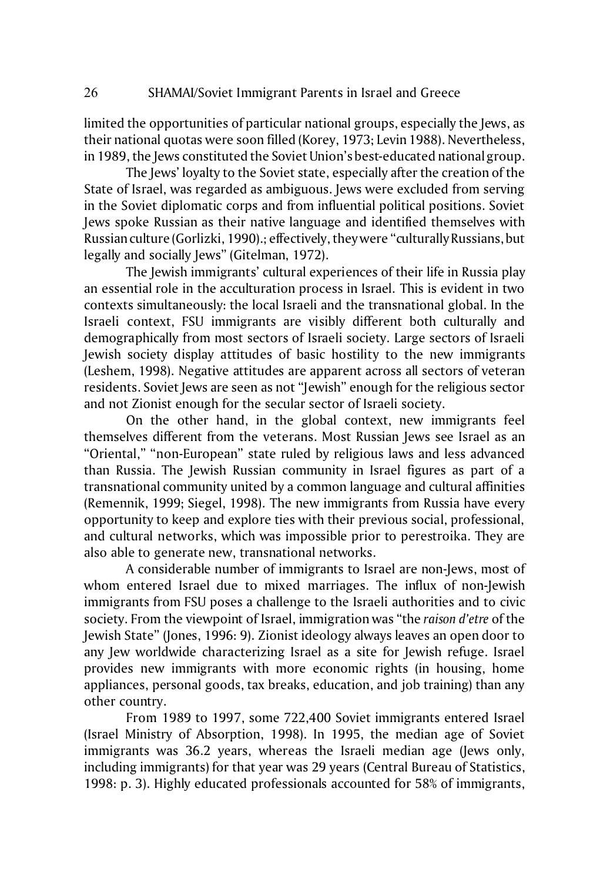limited the opportunities of particular national groups, especially the Jews, as their national quotas were soon filled (Korey, 1973; Levin 1988). Nevertheless, in 1989, the Jews constituted the Soviet Union's best-educated national group.

The Jews' loyalty to the Soviet state, especially after the creation of the State of Israel, was regarded as ambiguous. Jews were excluded from serving in the Soviet diplomatic corps and from influential political positions. Soviet Jews spoke Russian as their native language and identified themselves with Russian culture (Gorlizki, 1990).; effectively, they were "culturally Russians, but legally and socially Jews" (Gitelman, 1972).

The Jewish immigrants' cultural experiences of their life in Russia play an essential role in the acculturation process in Israel. This is evident in two contexts simultaneously: the local Israeli and the transnational global. In the Israeli context, FSU immigrants are visibly different both culturally and demographically from most sectors of Israeli society. Large sectors of Israeli Jewish society display attitudes of basic hostility to the new immigrants (Leshem, 1998). Negative attitudes are apparent across all sectors of veteran residents. Soviet Jews are seen as not "Jewish" enough for the religious sector and not Zionist enough for the secular sector of Israeli society.

On the other hand, in the global context, new immigrants feel themselves different from the veterans. Most Russian Jews see Israel as an "Oriental," "non-European" state ruled by religious laws and less advanced than Russia. The Jewish Russian community in Israel figures as part of a transnational community united by a common language and cultural affinities (Remennik, 1999; Siegel, 1998). The new immigrants from Russia have every opportunity to keep and explore ties with their previous social, professional, and cultural networks, which was impossible prior to perestroika. They are also able to generate new, transnational networks.

A considerable number of immigrants to Israel are non-Jews, most of whom entered Israel due to mixed marriages. The influx of non-Jewish immigrants from FSU poses a challenge to the Israeli authorities and to civic society. From the viewpoint of Israel, immigration was "the *raison d'etre* of the Jewish State" (Jones, 1996: 9). Zionist ideology always leaves an open door to any Jew worldwide characterizing Israel as a site for Jewish refuge. Israel provides new immigrants with more economic rights (in housing, home appliances, personal goods, tax breaks, education, and job training) than any other country.

From 1989 to 1997, some 722,400 Soviet immigrants entered Israel (Israel Ministry of Absorption, 1998). In 1995, the median age of Soviet immigrants was 36.2 years, whereas the Israeli median age (Jews only, including immigrants) for that year was 29 years (Central Bureau of Statistics, 1998: p. 3). Highly educated professionals accounted for 58% of immigrants,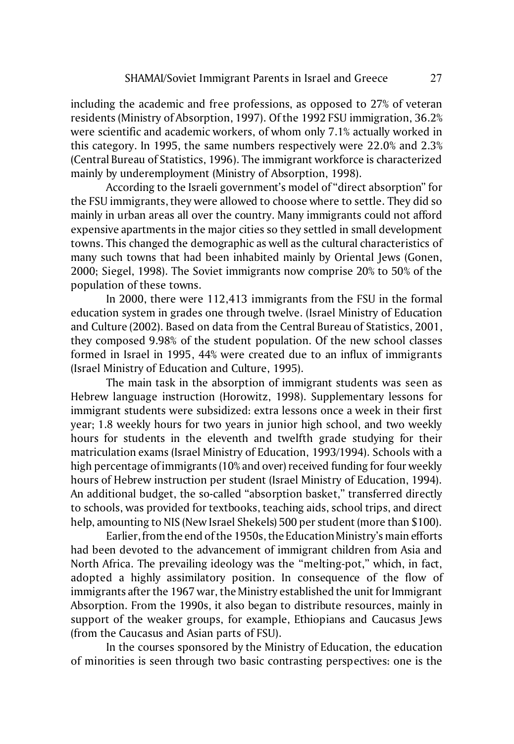including the academic and free professions, as opposed to 27% of veteran residents (Ministry of Absorption, 1997). Of the 1992 FSU immigration, 36.2% were scientific and academic workers, of whom only 7.1% actually worked in this category. In 1995, the same numbers respectively were 22.0% and 2.3% (Central Bureau of Statistics, 1996). The immigrant workforce is characterized mainly by underemployment (Ministry of Absorption, 1998).

According to the Israeli government's model of "direct absorption" for the FSU immigrants, they were allowed to choose where to settle. They did so mainly in urban areas all over the country. Many immigrants could not afford expensive apartments in the major cities so they settled in small development towns. This changed the demographic as well as the cultural characteristics of many such towns that had been inhabited mainly by Oriental Jews (Gonen, 2000; Siegel, 1998). The Soviet immigrants now comprise 20% to 50% of the population of these towns.

In 2000, there were 112,413 immigrants from the FSU in the formal education system in grades one through twelve. (Israel Ministry of Education and Culture (2002). Based on data from the Central Bureau of Statistics, 2001, they composed 9.98% of the student population. Of the new school classes formed in Israel in 1995, 44% were created due to an influx of immigrants (Israel Ministry of Education and Culture, 1995).

The main task in the absorption of immigrant students was seen as Hebrew language instruction (Horowitz, 1998). Supplementary lessons for immigrant students were subsidized: extra lessons once a week in their first year; 1.8 weekly hours for two years in junior high school, and two weekly hours for students in the eleventh and twelfth grade studying for their matriculation exams (Israel Ministry of Education, 1993/1994). Schools with a high percentage of immigrants (10% and over) received funding for four weekly hours of Hebrew instruction per student (Israel Ministry of Education, 1994). An additional budget, the so-called "absorption basket," transferred directly to schools, was provided for textbooks, teaching aids, school trips, and direct help, amounting to NIS (New Israel Shekels) 500 per student (more than $100).

Earlier, from the end of the 1950s, the Education Ministry's main efforts had been devoted to the advancement of immigrant children from Asia and North Africa. The prevailing ideology was the "melting-pot," which, in fact, adopted a highly assimilatory position. In consequence of the flow of immigrants after the 1967 war, the Ministry established the unit for Immigrant Absorption. From the 1990s, it also began to distribute resources, mainly in support of the weaker groups, for example, Ethiopians and Caucasus Jews (from the Caucasus and Asian parts of FSU).

In the courses sponsored by the Ministry of Education, the education of minorities is seen through two basic contrasting perspectives: one is the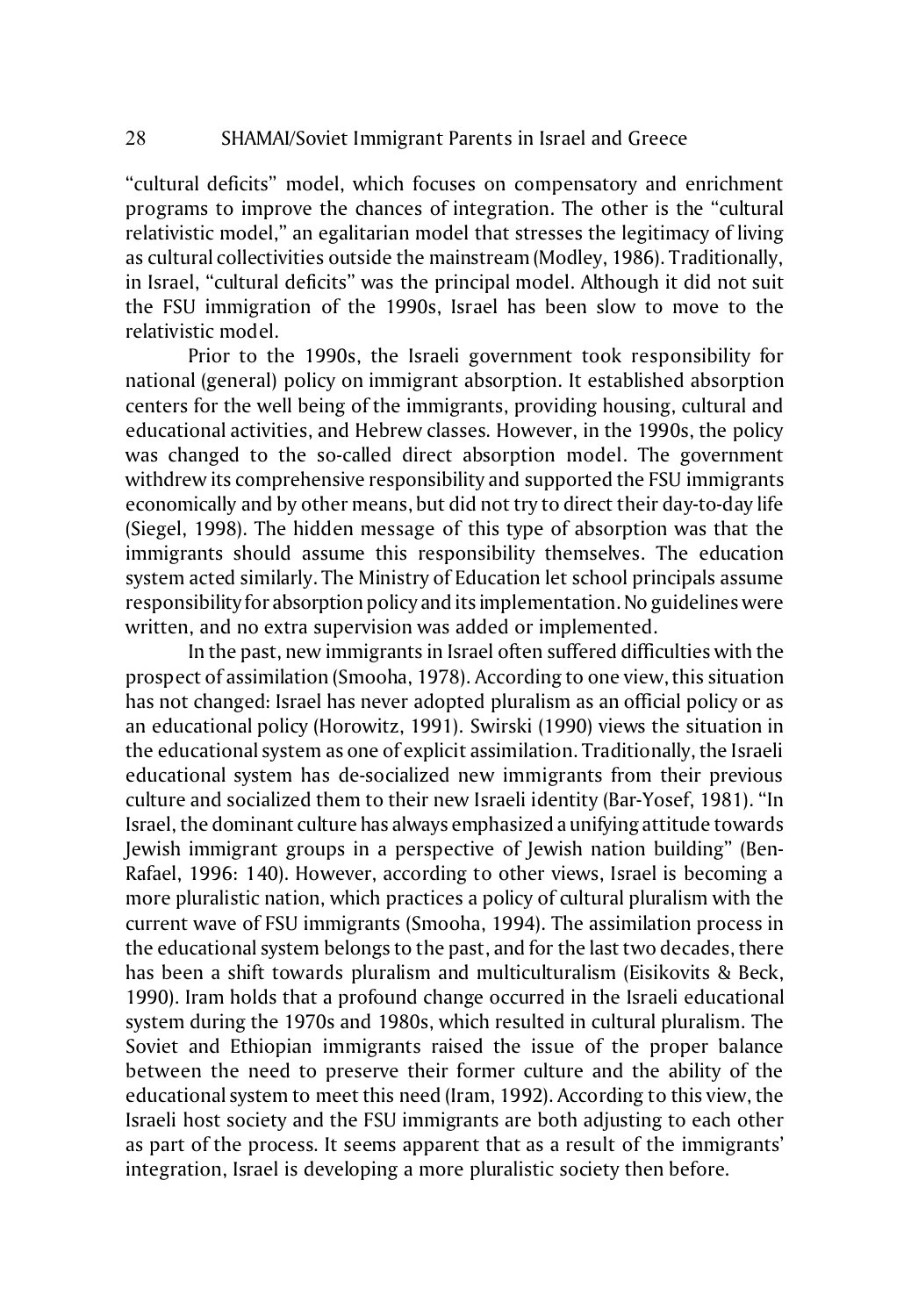"cultural deficits" model, which focuses on compensatory and enrichment programs to improve the chances of integration. The other is the "cultural relativistic model," an egalitarian model that stresses the legitimacy of living as cultural collectivities outside the mainstream (Modley, 1986). Traditionally, in Israel, "cultural deficits" was the principal model. Although it did not suit the FSU immigration of the 1990s, Israel has been slow to move to the relativistic model.

Prior to the 1990s, the Israeli government took responsibility for national (general) policy on immigrant absorption. It established absorption centers for the well being of the immigrants, providing housing, cultural and educational activities, and Hebrew classes. However, in the 1990s, the policy was changed to the so-called direct absorption model. The government withdrew its comprehensive responsibility and supported the FSU immigrants economically and by other means, but did not try to direct their day-to-day life (Siegel, 1998). The hidden message of this type of absorption was that the immigrants should assume this responsibility themselves. The education system acted similarly. The Ministry of Education let school principals assume responsibility for absorption policy and its implementation. No guidelines were written, and no extra supervision was added or implemented.

In the past, new immigrants in Israel often suffered difficulties with the prospect of assimilation (Smooha, 1978). According to one view, this situation has not changed: Israel has never adopted pluralism as an official policy or as an educational policy (Horowitz, 1991). Swirski (1990) views the situation in the educational system as one of explicit assimilation. Traditionally, the Israeli educational system has de-socialized new immigrants from their previous culture and socialized them to their new Israeli identity (Bar-Yosef, 1981). "In Israel, the dominant culture has always emphasized a unifying attitude towards Jewish immigrant groups in a perspective of Jewish nation building" (Ben-Rafael, 1996: 140). However, according to other views, Israel is becoming a more pluralistic nation, which practices a policy of cultural pluralism with the current wave of FSU immigrants (Smooha, 1994). The assimilation process in the educational system belongs to the past, and for the last two decades, there has been a shift towards pluralism and multiculturalism (Eisikovits & Beck, 1990). Iram holds that a profound change occurred in the Israeli educational system during the 1970s and 1980s, which resulted in cultural pluralism. The Soviet and Ethiopian immigrants raised the issue of the proper balance between the need to preserve their former culture and the ability of the educational system to meet this need (Iram, 1992). According to this view, the Israeli host society and the FSU immigrants are both adjusting to each other as part of the process. It seems apparent that as a result of the immigrants' integration, Israel is developing a more pluralistic society then before.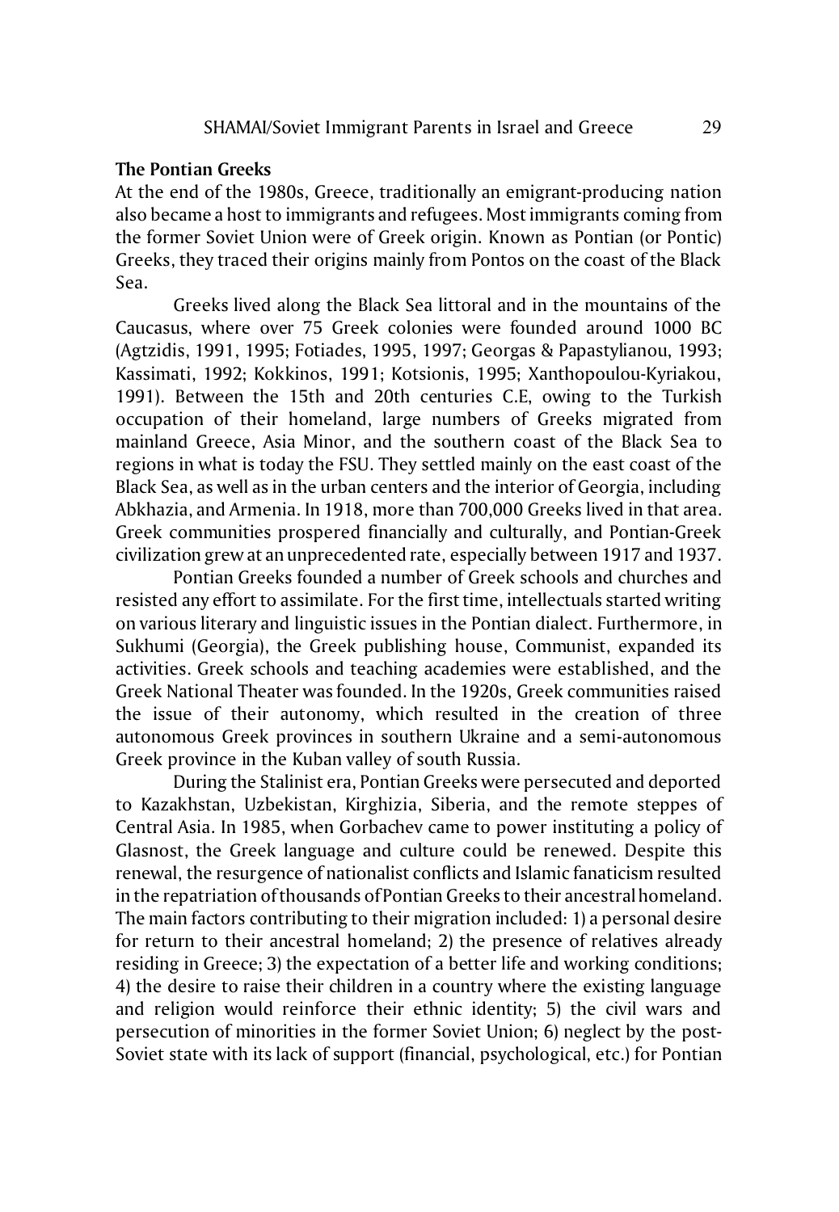### The Pontian Greeks

At the end of the 1980s, Greece, traditionally an emigrant-producing nation also became a host to immigrants and refugees. Most immigrants coming from the former Soviet Union were of Greek origin. Known as Pontian (or Pontic) Greeks, they traced their origins mainly from Pontos on the coast of the Black Sea.

Greeks lived along the Black Sea littoral and in the mountains of the Caucasus, where over 75 Greek colonies were founded around 1000 BC (Agtzidis, 1991, 1995; Fotiades, 1995, 1997; Georgas & Papastylianou, 1993; Kassimati, 1992; Kokkinos, 1991; Kotsionis, 1995; Xanthopoulou-Kyriakou, 1991). Between the 15th and 20th centuries C.E, owing to the Turkish occupation of their homeland, large numbers of Greeks migrated from mainland Greece, Asia Minor, and the southern coast of the Black Sea to regions in what is today the FSU. They settled mainly on the east coast of the Black Sea, as well as in the urban centers and the interior of Georgia, including Abkhazia, and Armenia. In 1918, more than 700,000 Greeks lived in that area. Greek communities prospered financially and culturally, and Pontian-Greek civilization grew at an unprecedented rate, especially between 1917 and 1937.

Pontian Greeks founded a number of Greek schools and churches and resisted any effort to assimilate. For the first time, intellectuals started writing on various literary and linguistic issues in the Pontian dialect. Furthermore, in Sukhumi (Georgia), the Greek publishing house, Communist, expanded its activities. Greek schools and teaching academies were established, and the Greek National Theater was founded. In the 1920s, Greek communities raised the issue of their autonomy, which resulted in the creation of three autonomous Greek provinces in southern Ukraine and a semi-autonomous Greek province in the Kuban valley of south Russia.

During the Stalinist era, Pontian Greeks were persecuted and deported to Kazakhstan, Uzbekistan, Kirghizia, Siberia, and the remote steppes of Central Asia. In 1985, when Gorbachev came to power instituting a policy of Glasnost, the Greek language and culture could be renewed. Despite this renewal, the resurgence of nationalist conflicts and Islamic fanaticism resulted in the repatriation of thousands of Pontian Greeks to their ancestral homeland. The main factors contributing to their migration included: 1) a personal desire for return to their ancestral homeland; 2) the presence of relatives already residing in Greece; 3) the expectation of a better life and working conditions; 4) the desire to raise their children in a country where the existing language and religion would reinforce their ethnic identity; 5) the civil wars and persecution of minorities in the former Soviet Union; 6) neglect by the post-Soviet state with its lack of support (financial, psychological, etc.) for Pontian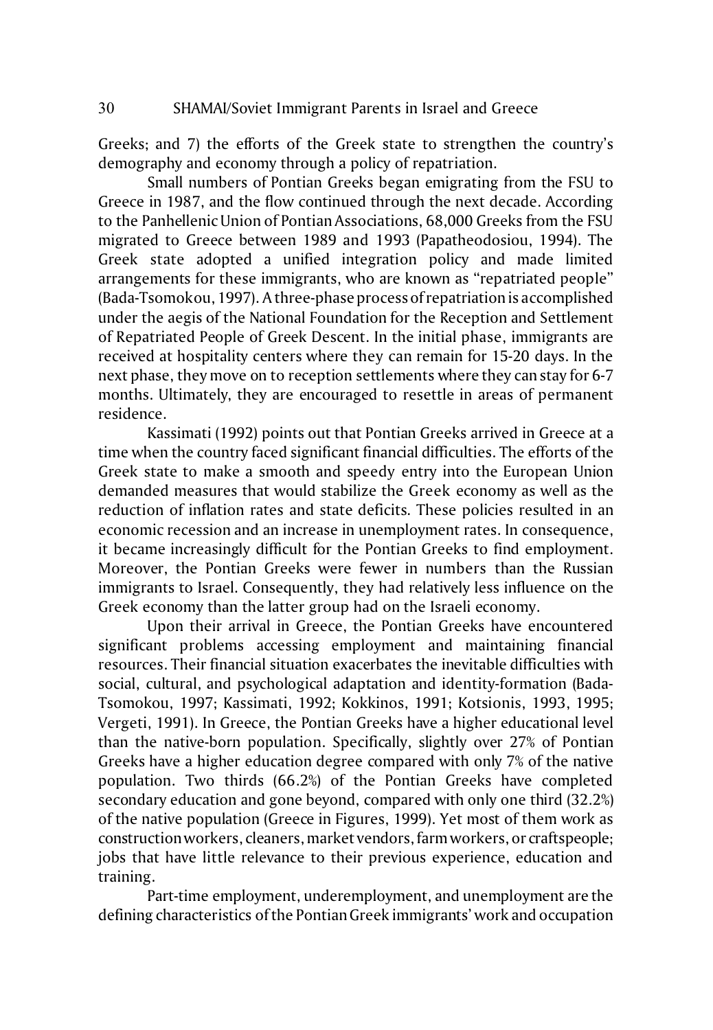Greeks; and 7) the efforts of the Greek state to strengthen the country's demography and economy through a policy of repatriation.

Small numbers of Pontian Greeks began emigrating from the FSU to Greece in 1987, and the flow continued through the next decade. According to the Panhellenic Union of Pontian Associations, 68,000 Greeks from the FSU migrated to Greece between 1989 and 1993 (Papatheodosiou, 1994). The Greek state adopted a unified integration policy and made limited arrangements for these immigrants, who are known as "repatriated people" (Bada-Tsomokou, 1997). A three-phase process of repatriation is accomplished under the aegis of the National Foundation for the Reception and Settlement of Repatriated People of Greek Descent. In the initial phase, immigrants are received at hospitality centers where they can remain for 15-20 days. In the next phase, they move on to reception settlements where they can stay for 6-7 months. Ultimately, they are encouraged to resettle in areas of permanent residence.

Kassimati (1992) points out that Pontian Greeks arrived in Greece at a time when the country faced significant financial difficulties. The efforts of the Greek state to make a smooth and speedy entry into the European Union demanded measures that would stabilize the Greek economy as well as the reduction of inflation rates and state deficits. These policies resulted in an economic recession and an increase in unemployment rates. In consequence, it became increasingly difficult for the Pontian Greeks to find employment. Moreover, the Pontian Greeks were fewer in numbers than the Russian immigrants to Israel. Consequently, they had relatively less influence on the Greek economy than the latter group had on the Israeli economy.

Upon their arrival in Greece, the Pontian Greeks have encountered significant problems accessing employment and maintaining financial resources. Their financial situation exacerbates the inevitable difficulties with social, cultural, and psychological adaptation and identity-formation (Bada-Tsomokou, 1997; Kassimati, 1992; Kokkinos, 1991; Kotsionis, 1993, 1995; Vergeti, 1991). In Greece, the Pontian Greeks have a higher educational level than the native-born population. Specifically, slightly over 27% of Pontian Greeks have a higher education degree compared with only 7% of the native population. Two thirds (66.2%) of the Pontian Greeks have completed secondary education and gone beyond, compared with only one third (32.2%) of the native population (Greece in Figures, 1999). Yet most of them work as construction workers, cleaners, market vendors, farm workers, or craftspeople; jobs that have little relevance to their previous experience, education and training.

Part-time employment, underemployment, and unemployment are the defining characteristics of the Pontian Greek immigrants' work and occupation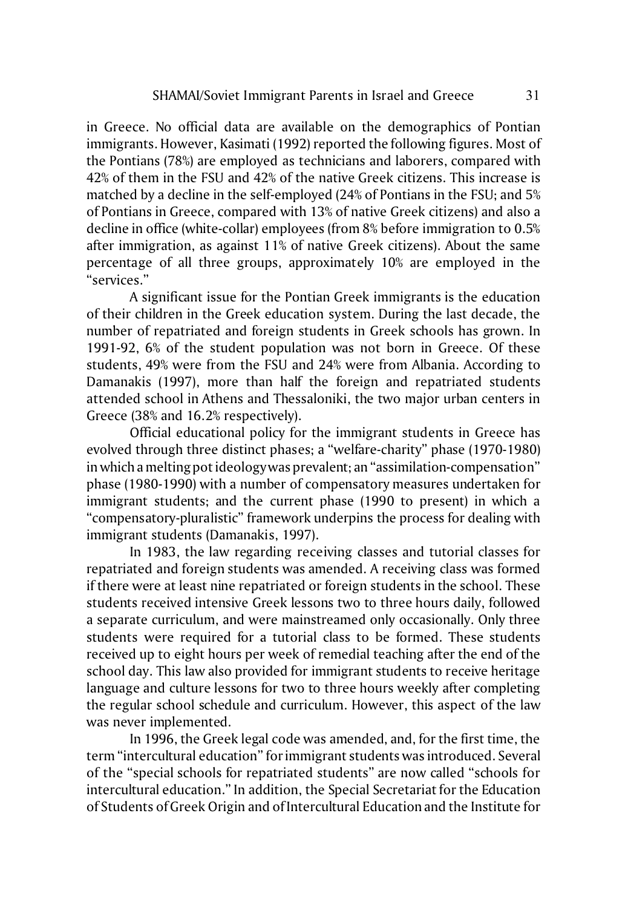in Greece. No official data are available on the demographics of Pontian immigrants. However, Kasimati (1992) reported the following figures. Most of the Pontians (78%) are employed as technicians and laborers, compared with 42% of them in the FSU and 42% of the native Greek citizens. This increase is matched by a decline in the self-employed (24% of Pontians in the FSU; and 5% of Pontians in Greece, compared with 13% of native Greek citizens) and also a decline in office (white-collar) employees (from 8% before immigration to 0.5% after immigration, as against 11% of native Greek citizens). About the same percentage of all three groups, approximately 10% are employed in the "services."

A significant issue for the Pontian Greek immigrants is the education of their children in the Greek education system. During the last decade, the number of repatriated and foreign students in Greek schools has grown. In 1991-92, 6% of the student population was not born in Greece. Of these students, 49% were from the FSU and 24% were from Albania. According to Damanakis (1997), more than half the foreign and repatriated students attended school in Athens and Thessaloniki, the two major urban centers in Greece (38% and 16.2% respectively).

Official educational policy for the immigrant students in Greece has evolved through three distinct phases; a "welfare-charity" phase (1970-1980) in which a melting pot ideology was prevalent; an "assimilation-compensation" phase (1980-1990) with a number of compensatory measures undertaken for immigrant students; and the current phase (1990 to present) in which a "compensatory-pluralistic" framework underpins the process for dealing with immigrant students (Damanakis, 1997).

In 1983, the law regarding receiving classes and tutorial classes for repatriated and foreign students was amended. A receiving class was formed if there were at least nine repatriated or foreign students in the school. These students received intensive Greek lessons two to three hours daily, followed a separate curriculum, and were mainstreamed only occasionally. Only three students were required for a tutorial class to be formed. These students received up to eight hours per week of remedial teaching after the end of the school day. This law also provided for immigrant students to receive heritage language and culture lessons for two to three hours weekly after completing the regular school schedule and curriculum. However, this aspect of the law was never implemented.

In 1996, the Greek legal code was amended, and, for the first time, the term "intercultural education" for immigrant students was introduced. Several of the "special schools for repatriated students" are now called "schools for intercultural education." In addition, the Special Secretariat for the Education of Students of Greek Origin and of Intercultural Education and the Institute for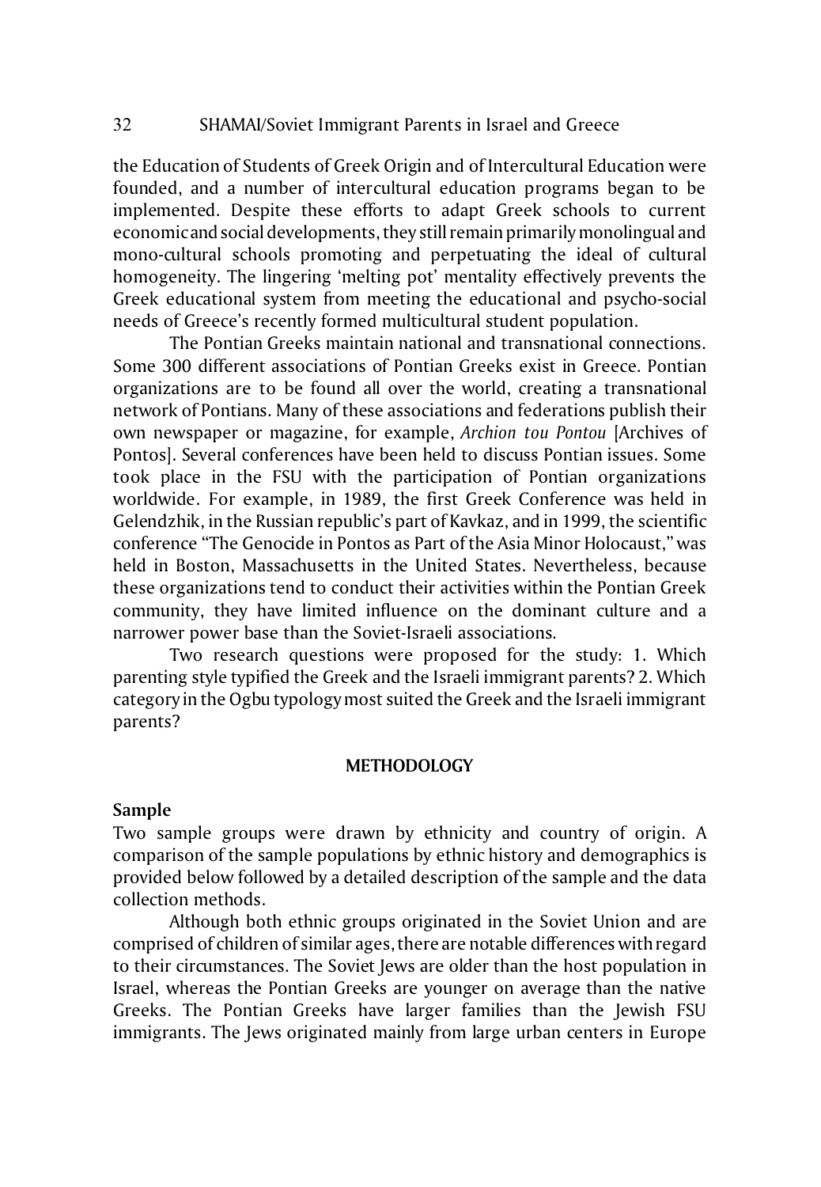the Education of Students of Greek Origin and of Intercultural Education were founded, and a number of intercultural education programs began to be implemented. Despite these efforts to adapt Greek schools to current economic and social developments, they still remain primarily monolingual and mono-cultural schools promoting and perpetuating the ideal of cultural homogeneity. The lingering 'melting pot' mentality effectively prevents the Greek educational system from meeting the educational and psycho-social needs of Greece's recently formed multicultural student population.

The Pontian Greeks maintain national and transnational connections. Some 300 different associations of Pontian Greeks exist in Greece. Pontian organizations are to be found all over the world, creating a transnational network of Pontians. Many of these associations and federations publish their own newspaper or magazine, for example, *Archion tou Pontou* [Archives of Pontos]. Several conferences have been held to discuss Pontian issues. Some took place in the FSU with the participation of Pontian organizations worldwide. For example, in 1989, the first Greek Conference was held in Gelendzhik, in the Russian republic's part of Kavkaz, and in 1999, the scientific conference "The Genocide in Pontos as Part of the Asia Minor Holocaust," was held in Boston, Massachusetts in the United States. Nevertheless, because these organizations tend to conduct their activities within the Pontian Greek community, they have limited influence on the dominant culture and a narrower power base than the Soviet-Israeli associations.

Two research questions were proposed for the study: 1. Which parenting style typified the Greek and the Israeli immigrant parents? 2. Which category in the Ogbu typology most suited the Greek and the Israeli immigrant parents?

## METHODOLOGY

### Sample

Two sample groups were drawn by ethnicity and country of origin. A comparison of the sample populations by ethnic history and demographics is provided below followed by a detailed description of the sample and the data collection methods.

Although both ethnic groups originated in the Soviet Union and are comprised of children of similar ages, there are notable differences with regard to their circumstances. The Soviet Jews are older than the host population in Israel, whereas the Pontian Greeks are younger on average than the native Greeks. The Pontian Greeks have larger families than the Jewish FSU immigrants. The Jews originated mainly from large urban centers in Europe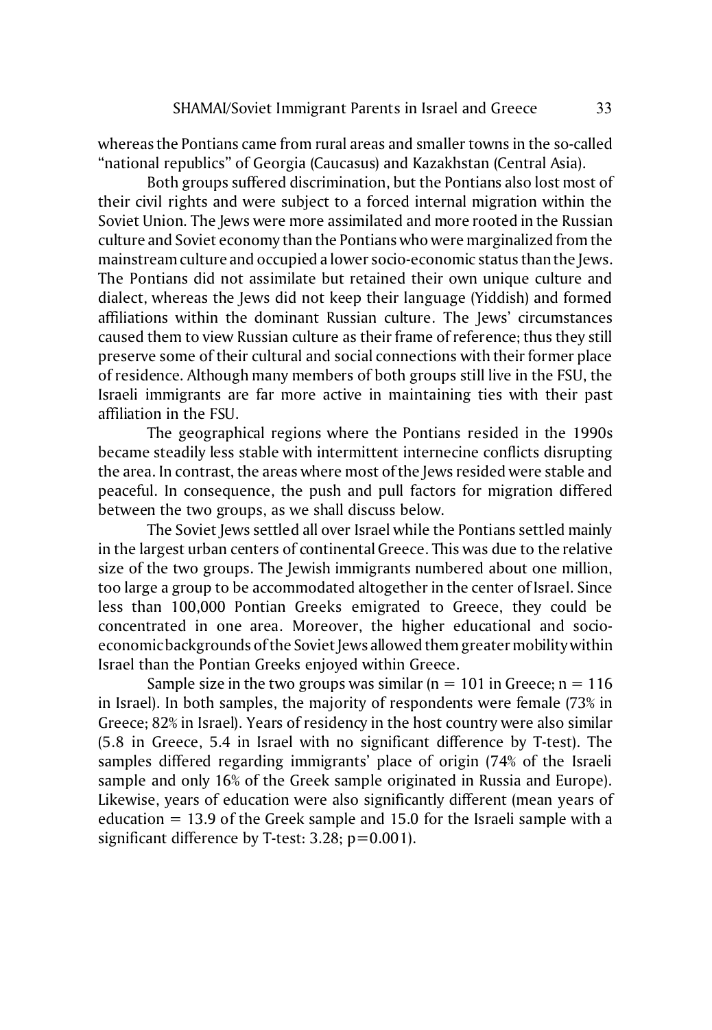whereas the Pontians came from rural areas and smaller towns in the so-called "national republics" of Georgia (Caucasus) and Kazakhstan (Central Asia).

Both groups suffered discrimination, but the Pontians also lost most of their civil rights and were subject to a forced internal migration within the Soviet Union. The Jews were more assimilated and more rooted in the Russian culture and Soviet economy than the Pontians who were marginalized from the mainstream culture and occupied a lower socio-economic status than the Jews. The Pontians did not assimilate but retained their own unique culture and dialect, whereas the Jews did not keep their language (Yiddish) and formed affiliations within the dominant Russian culture. The Jews' circumstances caused them to view Russian culture as their frame of reference; thus they still preserve some of their cultural and social connections with their former place of residence. Although many members of both groups still live in the FSU, the Israeli immigrants are far more active in maintaining ties with their past affiliation in the FSU.

The geographical regions where the Pontians resided in the 1990s became steadily less stable with intermittent internecine conflicts disrupting the area. In contrast, the areas where most of the Jews resided were stable and peaceful. In consequence, the push and pull factors for migration differed between the two groups, as we shall discuss below.

The Soviet Jews settled all over Israel while the Pontians settled mainly in the largest urban centers of continental Greece. This was due to the relative size of the two groups. The Jewish immigrants numbered about one million, too large a group to be accommodated altogether in the center of Israel. Since less than 100,000 Pontian Greeks emigrated to Greece, they could be concentrated in one area. Moreover, the higher educational and socio-economic backgrounds of the Soviet Jews allowed them greater mobility within Israel than the Pontian Greeks enjoyed within Greece.

Sample size in the two groups was similar ($n = 101$ in Greece; $n = 116$ in Israel). In both samples, the majority of respondents were female (73% in Greece; 82% in Israel). Years of residency in the host country were also similar (5.8 in Greece, 5.4 in Israel with no significant difference by T-test). The samples differed regarding immigrants' place of origin (74% of the Israeli sample and only 16% of the Greek sample originated in Russia and Europe). Likewise, years of education were also significantly different (mean years of education = 13.9 of the Greek sample and 15.0 for the Israeli sample with a significant difference by T-test: 3.28; $p=0.001$).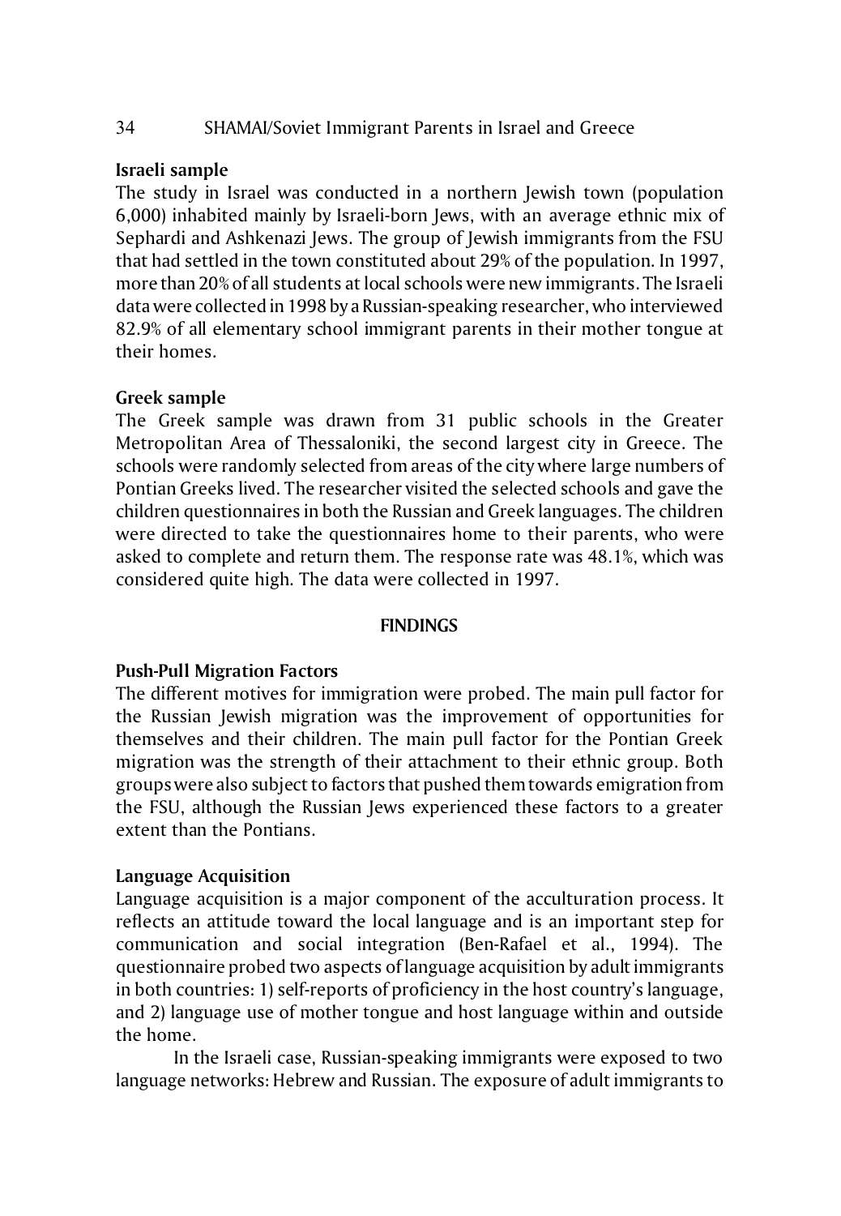### Israeli sample

The study in Israel was conducted in a northern Jewish town (population 6,000) inhabited mainly by Israeli-born Jews, with an average ethnic mix of Sephardi and Ashkenazi Jews. The group of Jewish immigrants from the FSU that had settled in the town constituted about 29% of the population. In 1997, more than 20% of all students at local schools were new immigrants. The Israeli data were collected in 1998 by a Russian-speaking researcher, who interviewed 82.9% of all elementary school immigrant parents in their mother tongue at their homes.

### Greek sample

The Greek sample was drawn from 31 public schools in the Greater Metropolitan Area of Thessaloniki, the second largest city in Greece. The schools were randomly selected from areas of the city where large numbers of Pontian Greeks lived. The researcher visited the selected schools and gave the children questionnaires in both the Russian and Greek languages. The children were directed to take the questionnaires home to their parents, who were asked to complete and return them. The response rate was 48.1%, which was considered quite high. The data were collected in 1997.

## FINDINGS

### Push-Pull Migration Factors

The different motives for immigration were probed. The main pull factor for the Russian Jewish migration was the improvement of opportunities for themselves and their children. The main pull factor for the Pontian Greek migration was the strength of their attachment to their ethnic group. Both groups were also subject to factors that pushed them towards emigration from the FSU, although the Russian Jews experienced these factors to a greater extent than the Pontians.

### Language Acquisition

Language acquisition is a major component of the acculturation process. It reflects an attitude toward the local language and is an important step for communication and social integration (Ben-Rafael et al., 1994). The questionnaire probed two aspects of language acquisition by adult immigrants in both countries: 1) self-reports of proficiency in the host country's language, and 2) language use of mother tongue and host language within and outside the home.

In the Israeli case, Russian-speaking immigrants were exposed to two language networks: Hebrew and Russian. The exposure of adult immigrants to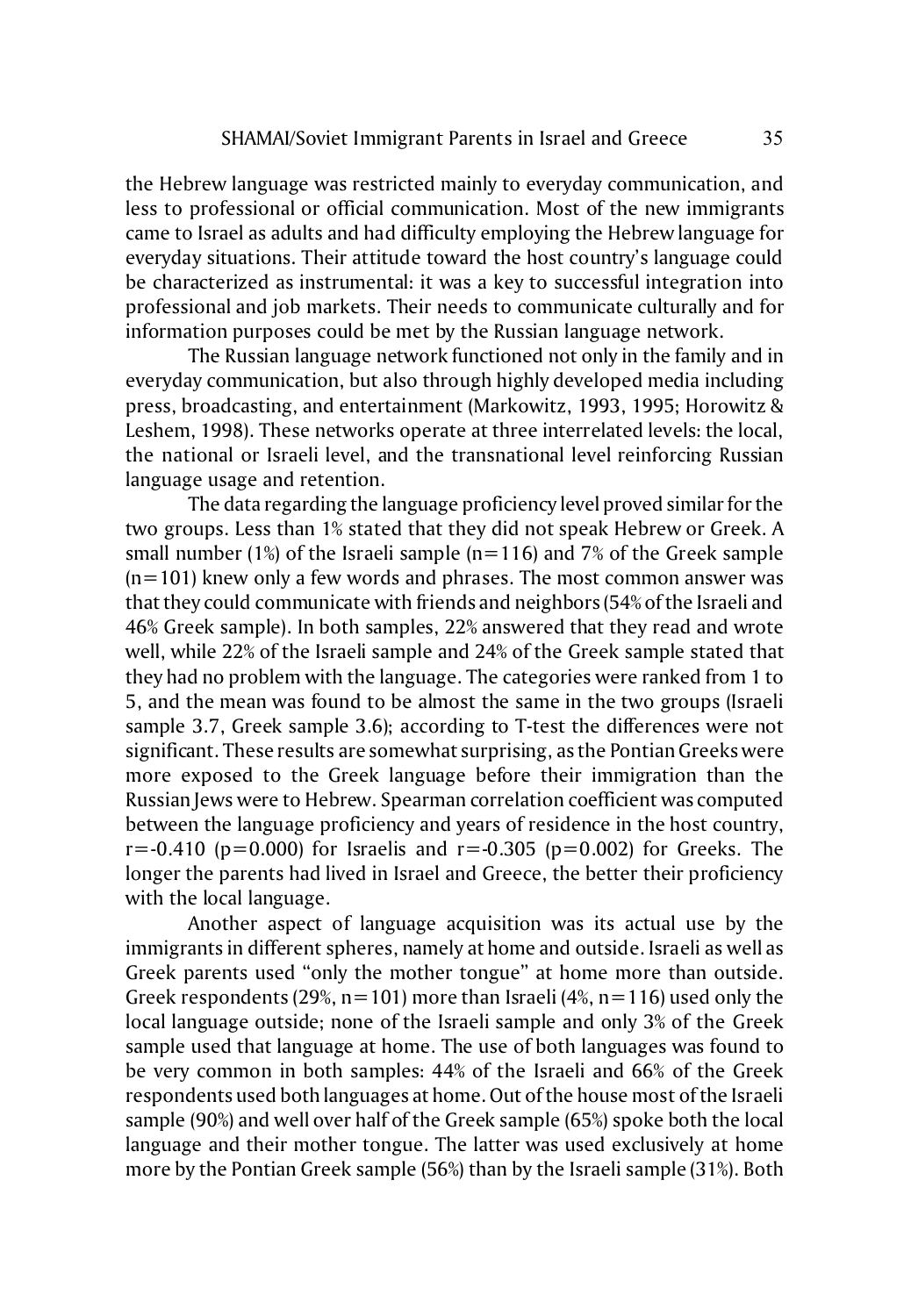the Hebrew language was restricted mainly to everyday communication, and less to professional or official communication. Most of the new immigrants came to Israel as adults and had difficulty employing the Hebrew language for everyday situations. Their attitude toward the host country's language could be characterized as instrumental: it was a key to successful integration into professional and job markets. Their needs to communicate culturally and for information purposes could be met by the Russian language network.

The Russian language network functioned not only in the family and in everyday communication, but also through highly developed media including press, broadcasting, and entertainment (Markowitz, 1993, 1995; Horowitz & Leshem, 1998). These networks operate at three interrelated levels: the local, the national or Israeli level, and the transnational level reinforcing Russian language usage and retention.

The data regarding the language proficiency level proved similar for the two groups. Less than 1% stated that they did not speak Hebrew or Greek. A small number (1%) of the Israeli sample (n=116) and 7% of the Greek sample (n=101) knew only a few words and phrases. The most common answer was that they could communicate with friends and neighbors (54% of the Israeli and 46% Greek sample). In both samples, 22% answered that they read and wrote well, while 22% of the Israeli sample and 24% of the Greek sample stated that they had no problem with the language. The categories were ranked from 1 to 5, and the mean was found to be almost the same in the two groups (Israeli sample 3.7, Greek sample 3.6); according to T-test the differences were not significant. These results are somewhat surprising, as the Pontian Greeks were more exposed to the Greek language before their immigration than the Russian Jews were to Hebrew. Spearman correlation coefficient was computed between the language proficiency and years of residence in the host country, $r=-0.410$ ($p=0.000$) for Israelis and $r=-0.305$ ($p=0.002$) for Greeks. The longer the parents had lived in Israel and Greece, the better their proficiency with the local language.

Another aspect of language acquisition was its actual use by the immigrants in different spheres, namely at home and outside. Israeli as well as Greek parents used "only the mother tongue" at home more than outside. Greek respondents (29%, n=101) more than Israeli (4%, n=116) used only the local language outside; none of the Israeli sample and only 3% of the Greek sample used that language at home. The use of both languages was found to be very common in both samples: 44% of the Israeli and 66% of the Greek respondents used both languages at home. Out of the house most of the Israeli sample (90%) and well over half of the Greek sample (65%) spoke both the local language and their mother tongue. The latter was used exclusively at home more by the Pontian Greek sample (56%) than by the Israeli sample (31%). Both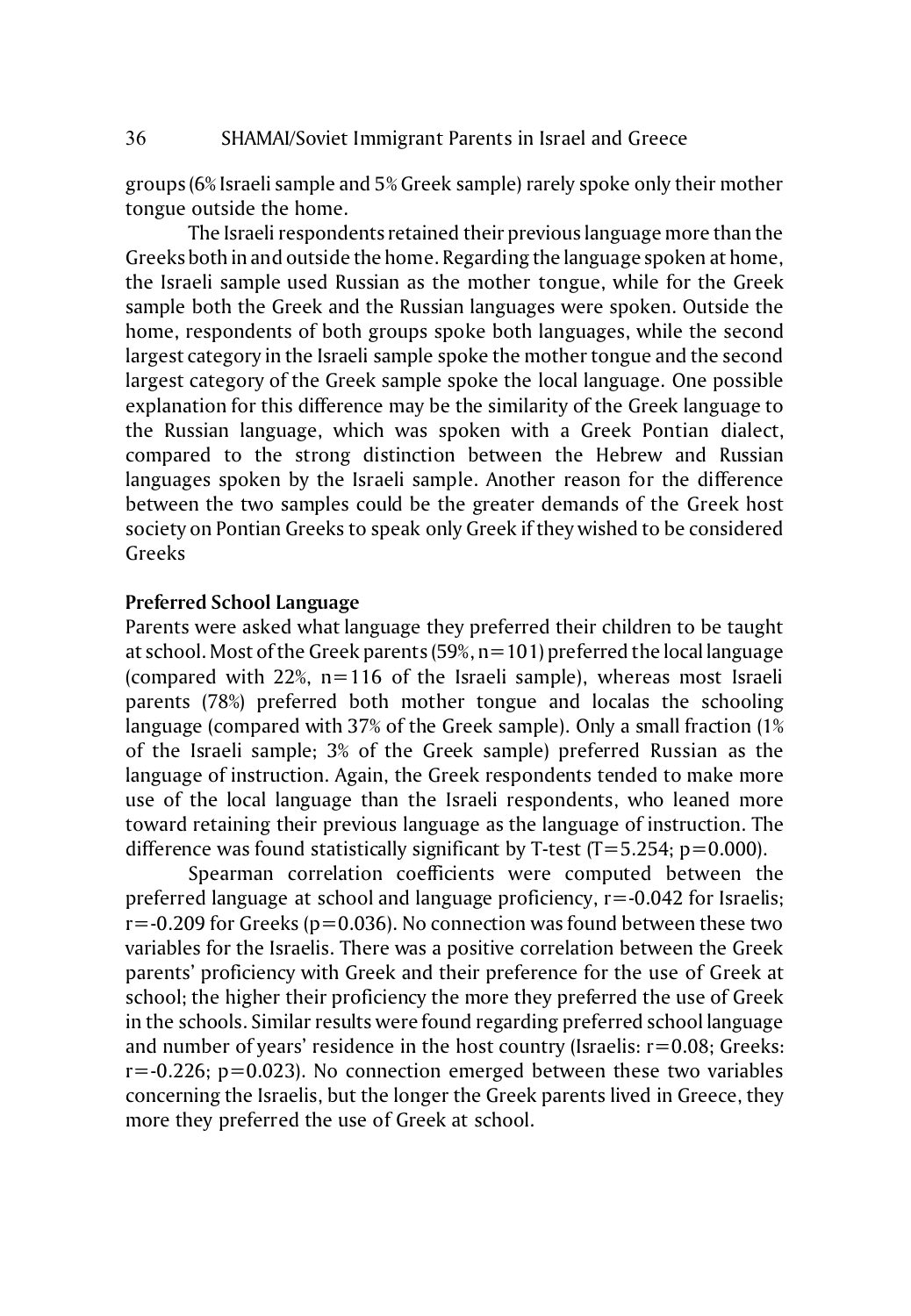groups (6% Israeli sample and 5% Greek sample) rarely spoke only their mother tongue outside the home.

The Israeli respondents retained their previous language more than the Greeks both in and outside the home. Regarding the language spoken at home, the Israeli sample used Russian as the mother tongue, while for the Greek sample both the Greek and the Russian languages were spoken. Outside the home, respondents of both groups spoke both languages, while the second largest category in the Israeli sample spoke the mother tongue and the second largest category of the Greek sample spoke the local language. One possible explanation for this difference may be the similarity of the Greek language to the Russian language, which was spoken with a Greek Pontian dialect, compared to the strong distinction between the Hebrew and Russian languages spoken by the Israeli sample. Another reason for the difference between the two samples could be the greater demands of the Greek host society on Pontian Greeks to speak only Greek if they wished to be considered Greeks

**Preferred School Language**

Parents were asked what language they preferred their children to be taught at school. Most of the Greek parents (59%, n=101) preferred the local language (compared with 22%, n=116 of the Israeli sample), whereas most Israeli parents (78%) preferred both mother tongue and localas the schooling language (compared with 37% of the Greek sample). Only a small fraction (1% of the Israeli sample; 3% of the Greek sample) preferred Russian as the language of instruction. Again, the Greek respondents tended to make more use of the local language than the Israeli respondents, who leaned more toward retaining their previous language as the language of instruction. The difference was found statistically significant by T-test ($T=5.254$; $p=0.000$).

Spearman correlation coefficients were computed between the preferred language at school and language proficiency, $r=-0.042$ for Israelis; $r=-0.209$ for Greeks ($p=0.036$). No connection was found between these two variables for the Israelis. There was a positive correlation between the Greek parents' proficiency with Greek and their preference for the use of Greek at school; the higher their proficiency the more they preferred the use of Greek in the schools. Similar results were found regarding preferred school language and number of years' residence in the host country (Israelis: $r=0.08$; Greeks: $r=-0.226$; $p=0.023$). No connection emerged between these two variables concerning the Israelis, but the longer the Greek parents lived in Greece, they more they preferred the use of Greek at school.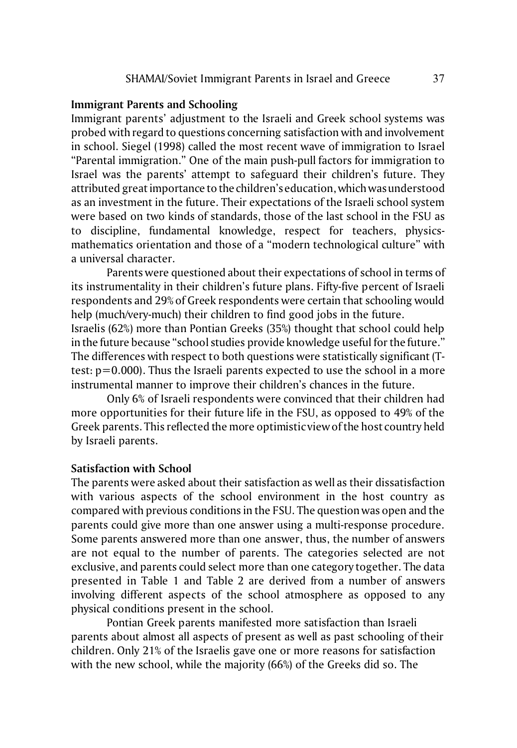**Immigrant Parents and Schooling**

Immigrant parents' adjustment to the Israeli and Greek school systems was probed with regard to questions concerning satisfaction with and involvement in school. Siegel (1998) called the most recent wave of immigration to Israel "Parental immigration." One of the main push-pull factors for immigration to Israel was the parents' attempt to safeguard their children's future. They attributed great importance to the children's education, which was understood as an investment in the future. Their expectations of the Israeli school system were based on two kinds of standards, those of the last school in the FSU as to discipline, fundamental knowledge, respect for teachers, physics-mathematics orientation and those of a "modern technological culture" with a universal character.

Parents were questioned about their expectations of school in terms of its instrumentality in their children's future plans. Fifty-five percent of Israeli respondents and 29% of Greek respondents were certain that schooling would help (much/very-much) their children to find good jobs in the future. Israelis (62%) more than Pontian Greeks (35%) thought that school could help in the future because "school studies provide knowledge useful for the future." The differences with respect to both questions were statistically significant (T-test: $p=0.000$). Thus the Israeli parents expected to use the school in a more instrumental manner to improve their children's chances in the future.

Only 6% of Israeli respondents were convinced that their children had more opportunities for their future life in the FSU, as opposed to 49% of the Greek parents. This reflected the more optimistic view of the host country held by Israeli parents.

**Satisfaction with School**

The parents were asked about their satisfaction as well as their dissatisfaction with various aspects of the school environment in the host country as compared with previous conditions in the FSU. The question was open and the parents could give more than one answer using a multi-response procedure. Some parents answered more than one answer, thus, the number of answers are not equal to the number of parents. The categories selected are not exclusive, and parents could select more than one category together. The data presented in Table 1 and Table 2 are derived from a number of answers involving different aspects of the school atmosphere as opposed to any physical conditions present in the school.

Pontian Greek parents manifested more satisfaction than Israeli parents about almost all aspects of present as well as past schooling of their children. Only 21% of the Israelis gave one or more reasons for satisfaction with the new school, while the majority (66%) of the Greeks did so. The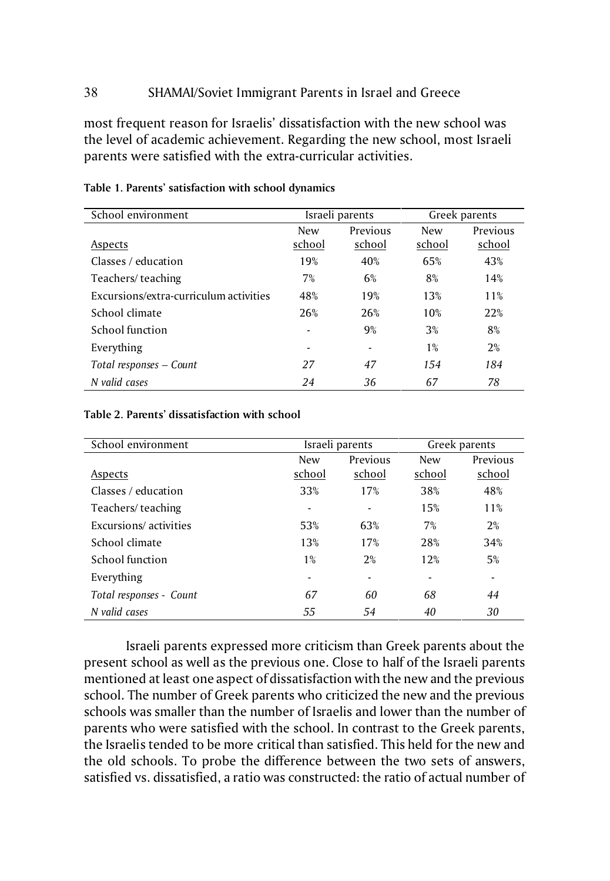most frequent reason for Israelis' dissatisfaction with the new school was the level of academic achievement. Regarding the new school, most Israeli parents were satisfied with the extra-curricular activities.

**Table 1. Parents' satisfaction with school dynamics**

| School environment | Israeli parents | | Greek parents | |
|---|---|---|---|---|
| Aspects | New school | Previous school | New school | Previous school |
| Classes / education | 19% | 40% | 65% | 43% |
| Teachers/ teaching | 7% | 6% | 8% | 14% |
| Excursions/extra-curriculum activities | 48% | 19% | 13% | 11% |
| School climate | 26% | 26% | 10% | 22% |
| School function | - | 9% | 3% | 8% |
| Everything | - | - | 1% | 2% |
| *Total responses – Count* | *27* | *47* | *154* | *184* |
| *N valid cases* | *24* | *36* | *67* | *78* |

**Table 2. Parents' dissatisfaction with school**

| School environment | Israeli parents | | Greek parents | |
|---|---|---|---|---|
| Aspects | New school | Previous school | New school | Previous school |
| Classes / education | 33% | 17% | 38% | 48% |
| Teachers/ teaching | - | - | 15% | 11% |
| Excursions/ activities | 53% | 63% | 7% | 2% |
| School climate | 13% | 17% | 28% | 34% |
| School function | 1% | 2% | 12% | 5% |
| Everything | - | - | - | - |
| *Total responses - Count* | *67* | *60* | *68* | *44* |
| *N valid cases* | *55* | *54* | *40* | *30* |

Israeli parents expressed more criticism than Greek parents about the present school as well as the previous one. Close to half of the Israeli parents mentioned at least one aspect of dissatisfaction with the new and the previous school. The number of Greek parents who criticized the new and the previous schools was smaller than the number of Israelis and lower than the number of parents who were satisfied with the school. In contrast to the Greek parents, the Israelis tended to be more critical than satisfied. This held for the new and the old schools. To probe the difference between the two sets of answers, satisfied vs. dissatisfied, a ratio was constructed: the ratio of actual number of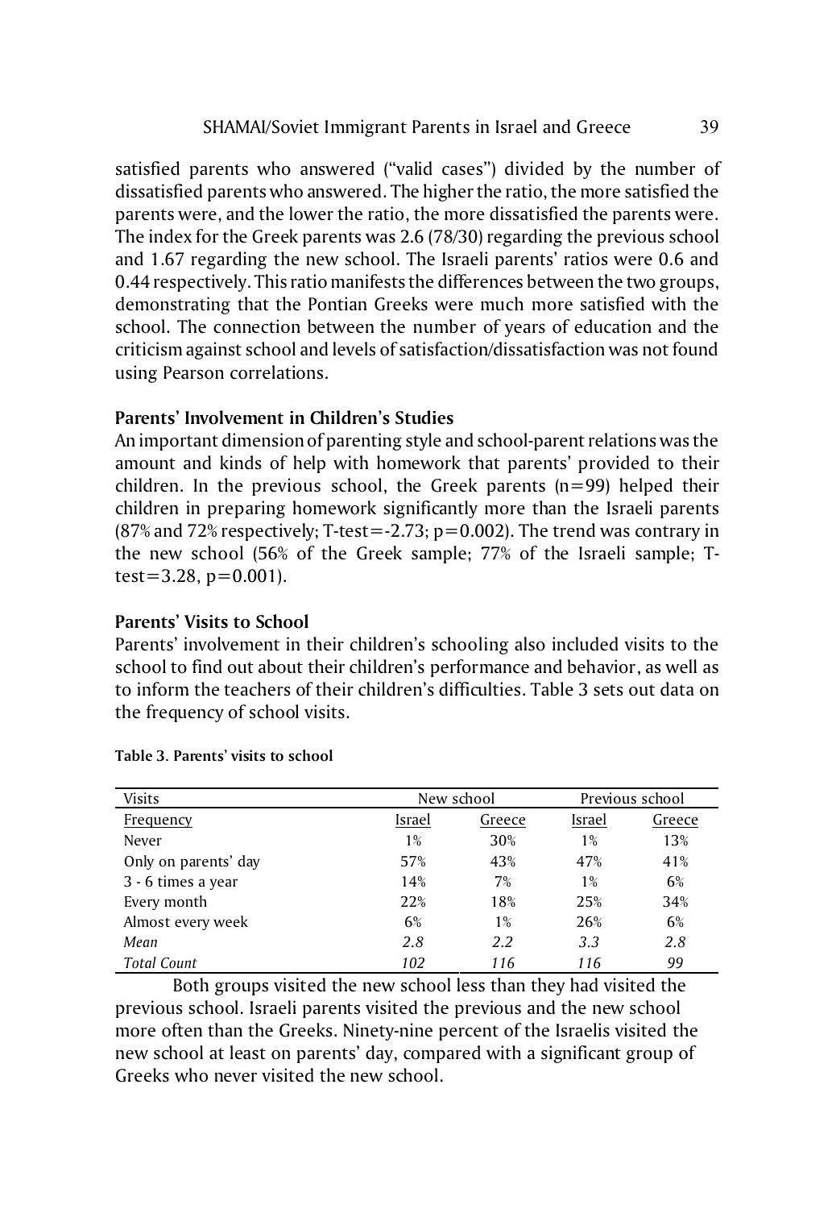satisfied parents who answered ("valid cases") divided by the number of dissatisfied parents who answered. The higher the ratio, the more satisfied the parents were, and the lower the ratio, the more dissatisfied the parents were. The index for the Greek parents was 2.6 (78/30) regarding the previous school and 1.67 regarding the new school. The Israeli parents' ratios were 0.6 and 0.44 respectively. This ratio manifests the differences between the two groups, demonstrating that the Pontian Greeks were much more satisfied with the school. The connection between the number of years of education and the criticism against school and levels of satisfaction/dissatisfaction was not found using Pearson correlations.

### Parents' Involvement in Children's Studies

An important dimension of parenting style and school-parent relations was the amount and kinds of help with homework that parents' provided to their children. In the previous school, the Greek parents ($n=99$) helped their children in preparing homework significantly more than the Israeli parents (87% and 72% respectively; T-test=-2.73; $p=0.002$). The trend was contrary in the new school (56% of the Greek sample; 77% of the Israeli sample; T-test=3.28, $p=0.001$).

### Parents' Visits to School

Parents' involvement in their children's schooling also included visits to the school to find out about their children's performance and behavior, as well as to inform the teachers of their children's difficulties. Table 3 sets out data on the frequency of school visits.

**Table 3. Parents' visits to school**

| Visits | New school | | Previous school | |
|---|---|---|---|---|
| Frequency | Israel | Greece | Israel | Greece |
| Never | 1% | 30% | 1% | 13% |
| Only on parents' day | 57% | 43% | 47% | 41% |
| 3 - 6 times a year | 14% | 7% | 1% | 6% |
| Every month | 22% | 18% | 25% | 34% |
| Almost every week | 6% | 1% | 26% | 6% |
| *Mean* | *2.8* | *2.2* | *3.3* | *2.8* |
| *Total Count* | *102* | *116* | *116* | *99* |

Both groups visited the new school less than they had visited the previous school. Israeli parents visited the previous and the new school more often than the Greeks. Ninety-nine percent of the Israelis visited the new school at least on parents' day, compared with a significant group of Greeks who never visited the new school.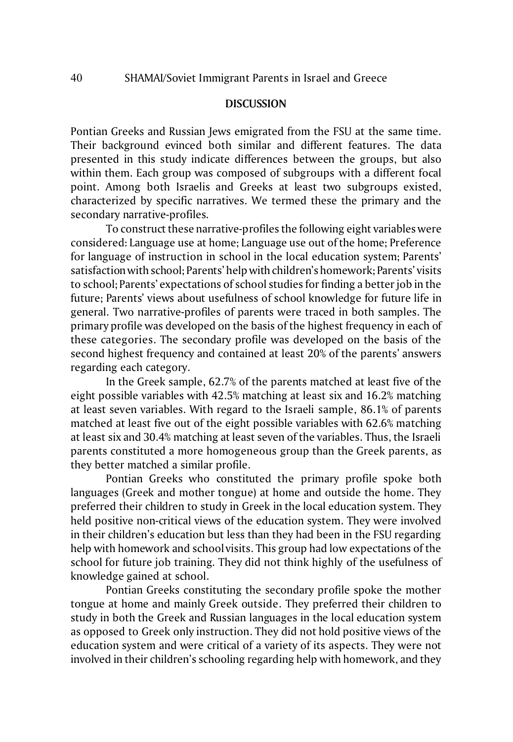## DISCUSSION

Pontian Greeks and Russian Jews emigrated from the FSU at the same time. Their background evinced both similar and different features. The data presented in this study indicate differences between the groups, but also within them. Each group was composed of subgroups with a different focal point. Among both Israelis and Greeks at least two subgroups existed, characterized by specific narratives. We termed these the primary and the secondary narrative-profiles.

To construct these narrative-profiles the following eight variables were considered: Language use at home; Language use out of the home; Preference for language of instruction in school in the local education system; Parents' satisfaction with school; Parents' help with children's homework; Parents' visits to school; Parents' expectations of school studies for finding a better job in the future; Parents' views about usefulness of school knowledge for future life in general. Two narrative-profiles of parents were traced in both samples. The primary profile was developed on the basis of the highest frequency in each of these categories. The secondary profile was developed on the basis of the second highest frequency and contained at least 20% of the parents' answers regarding each category.

In the Greek sample, 62.7% of the parents matched at least five of the eight possible variables with 42.5% matching at least six and 16.2% matching at least seven variables. With regard to the Israeli sample, 86.1% of parents matched at least five out of the eight possible variables with 62.6% matching at least six and 30.4% matching at least seven of the variables. Thus, the Israeli parents constituted a more homogeneous group than the Greek parents, as they better matched a similar profile.

Pontian Greeks who constituted the primary profile spoke both languages (Greek and mother tongue) at home and outside the home. They preferred their children to study in Greek in the local education system. They held positive non-critical views of the education system. They were involved in their children's education but less than they had been in the FSU regarding help with homework and school visits. This group had low expectations of the school for future job training. They did not think highly of the usefulness of knowledge gained at school.

Pontian Greeks constituting the secondary profile spoke the mother tongue at home and mainly Greek outside. They preferred their children to study in both the Greek and Russian languages in the local education system as opposed to Greek only instruction. They did not hold positive views of the education system and were critical of a variety of its aspects. They were not involved in their children's schooling regarding help with homework, and they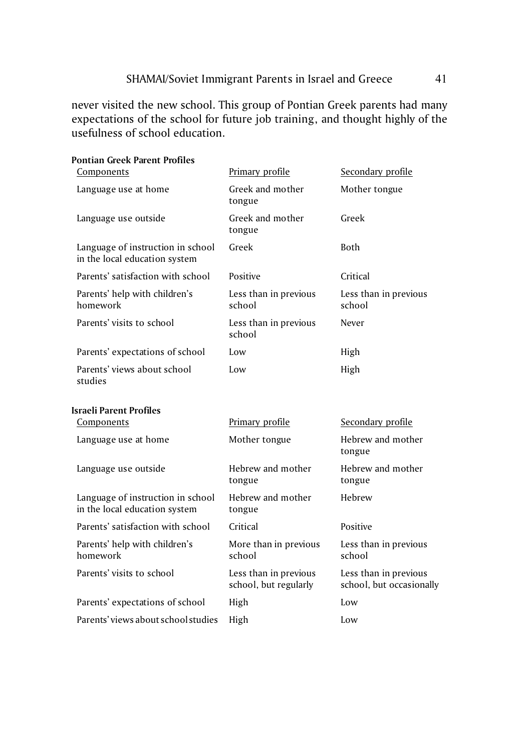never visited the new school. This group of Pontian Greek parents had many expectations of the school for future job training, and thought highly of the usefulness of school education.

**Pontian Greek Parent Profiles**

| Components | Primary profile | Secondary profile |
|---|---|---|
| Language use at home | Greek and mother tongue | Mother tongue |
| Language use outside | Greek and mother tongue | Greek |
| Language of instruction in school in the local education system | Greek | Both |
| Parents' satisfaction with school | Positive | Critical |
| Parents' help with children's homework | Less than in previous school | Less than in previous school |
| Parents' visits to school | Less than in previous school | Never |
| Parents' expectations of school | Low | High |
| Parents' views about school studies | Low | High |

**Israeli Parent Profiles**

| Components | Primary profile | Secondary profile |
|---|---|---|
| Language use at home | Mother tongue | Hebrew and mother tongue |
| Language use outside | Hebrew and mother tongue | Hebrew and mother tongue |
| Language of instruction in school in the local education system | Hebrew and mother tongue | Hebrew |
| Parents' satisfaction with school | Critical | Positive |
| Parents' help with children's homework | More than in previous school | Less than in previous school |
| Parents' visits to school | Less than in previous school, but regularly | Less than in previous school, but occasionally |
| Parents' expectations of school | High | Low |
| Parents' views about school studies | High | Low |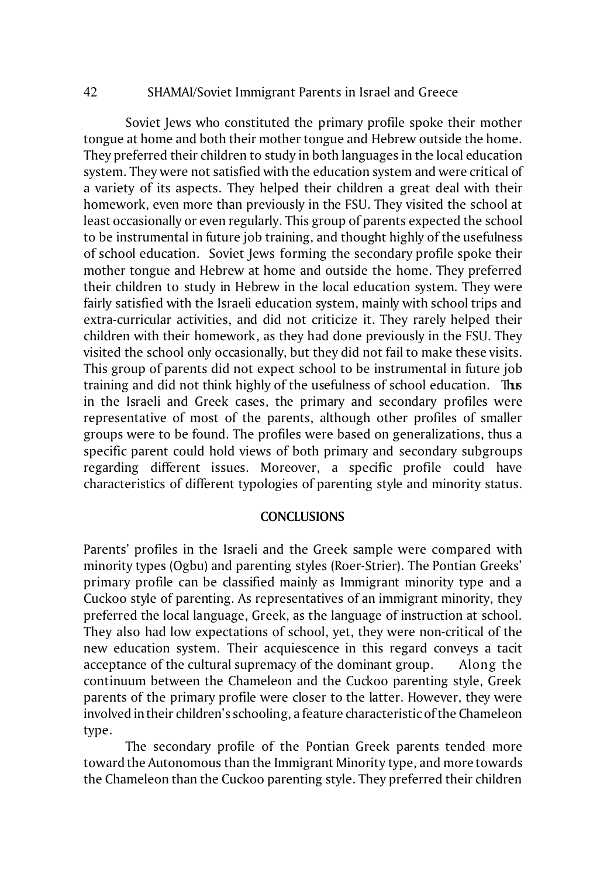Soviet Jews who constituted the primary profile spoke their mother tongue at home and both their mother tongue and Hebrew outside the home. They preferred their children to study in both languages in the local education system. They were not satisfied with the education system and were critical of a variety of its aspects. They helped their children a great deal with their homework, even more than previously in the FSU. They visited the school at least occasionally or even regularly. This group of parents expected the school to be instrumental in future job training, and thought highly of the usefulness of school education. Soviet Jews forming the secondary profile spoke their mother tongue and Hebrew at home and outside the home. They preferred their children to study in Hebrew in the local education system. They were fairly satisfied with the Israeli education system, mainly with school trips and extra-curricular activities, and did not criticize it. They rarely helped their children with their homework, as they had done previously in the FSU. They visited the school only occasionally, but they did not fail to make these visits. This group of parents did not expect school to be instrumental in future job training and did not think highly of the usefulness of school education. Thus in the Israeli and Greek cases, the primary and secondary profiles were representative of most of the parents, although other profiles of smaller groups were to be found. The profiles were based on generalizations, thus a specific parent could hold views of both primary and secondary subgroups regarding different issues. Moreover, a specific profile could have characteristics of different typologies of parenting style and minority status.

## CONCLUSIONS

Parents' profiles in the Israeli and the Greek sample were compared with minority types (Ogbu) and parenting styles (Roer-Strier). The Pontian Greeks' primary profile can be classified mainly as Immigrant minority type and a Cuckoo style of parenting. As representatives of an immigrant minority, they preferred the local language, Greek, as the language of instruction at school. They also had low expectations of school, yet, they were non-critical of the new education system. Their acquiescence in this regard conveys a tacit acceptance of the cultural supremacy of the dominant group. Along the continuum between the Chameleon and the Cuckoo parenting style, Greek parents of the primary profile were closer to the latter. However, they were involved in their children's schooling, a feature characteristic of the Chameleon type.

The secondary profile of the Pontian Greek parents tended more toward the Autonomous than the Immigrant Minority type, and more towards the Chameleon than the Cuckoo parenting style. They preferred their children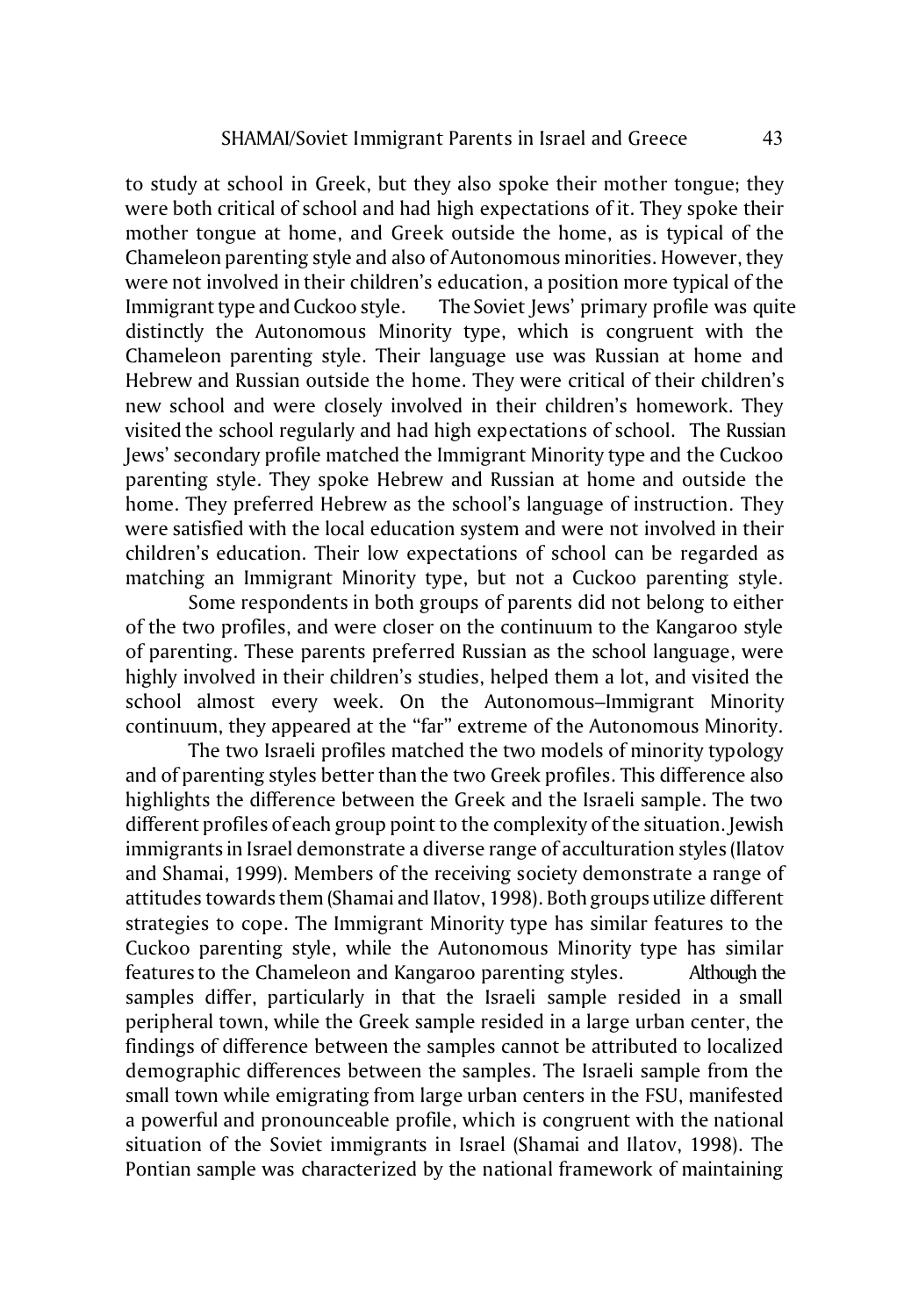to study at school in Greek, but they also spoke their mother tongue; they were both critical of school and had high expectations of it. They spoke their mother tongue at home, and Greek outside the home, as is typical of the Chameleon parenting style and also of Autonomous minorities. However, they were not involved in their children's education, a position more typical of the Immigrant type and Cuckoo style. The Soviet Jews' primary profile was quite distinctly the Autonomous Minority type, which is congruent with the Chameleon parenting style. Their language use was Russian at home and Hebrew and Russian outside the home. They were critical of their children's new school and were closely involved in their children's homework. They visited the school regularly and had high expectations of school. The Russian Jews' secondary profile matched the Immigrant Minority type and the Cuckoo parenting style. They spoke Hebrew and Russian at home and outside the home. They preferred Hebrew as the school's language of instruction. They were satisfied with the local education system and were not involved in their children's education. Their low expectations of school can be regarded as matching an Immigrant Minority type, but not a Cuckoo parenting style.

Some respondents in both groups of parents did not belong to either of the two profiles, and were closer on the continuum to the Kangaroo style of parenting. These parents preferred Russian as the school language, were highly involved in their children's studies, helped them a lot, and visited the school almost every week. On the Autonomous–Immigrant Minority continuum, they appeared at the "far" extreme of the Autonomous Minority.

The two Israeli profiles matched the two models of minority typology and of parenting styles better than the two Greek profiles. This difference also highlights the difference between the Greek and the Israeli sample. The two different profiles of each group point to the complexity of the situation. Jewish immigrants in Israel demonstrate a diverse range of acculturation styles (Ilatov and Shamai, 1999). Members of the receiving society demonstrate a range of attitudes towards them (Shamai and Ilatov, 1998). Both groups utilize different strategies to cope. The Immigrant Minority type has similar features to the Cuckoo parenting style, while the Autonomous Minority type has similar features to the Chameleon and Kangaroo parenting styles. Although the samples differ, particularly in that the Israeli sample resided in a small peripheral town, while the Greek sample resided in a large urban center, the findings of difference between the samples cannot be attributed to localized demographic differences between the samples. The Israeli sample from the small town while emigrating from large urban centers in the FSU, manifested a powerful and pronounceable profile, which is congruent with the national situation of the Soviet immigrants in Israel (Shamai and Ilatov, 1998). The Pontian sample was characterized by the national framework of maintaining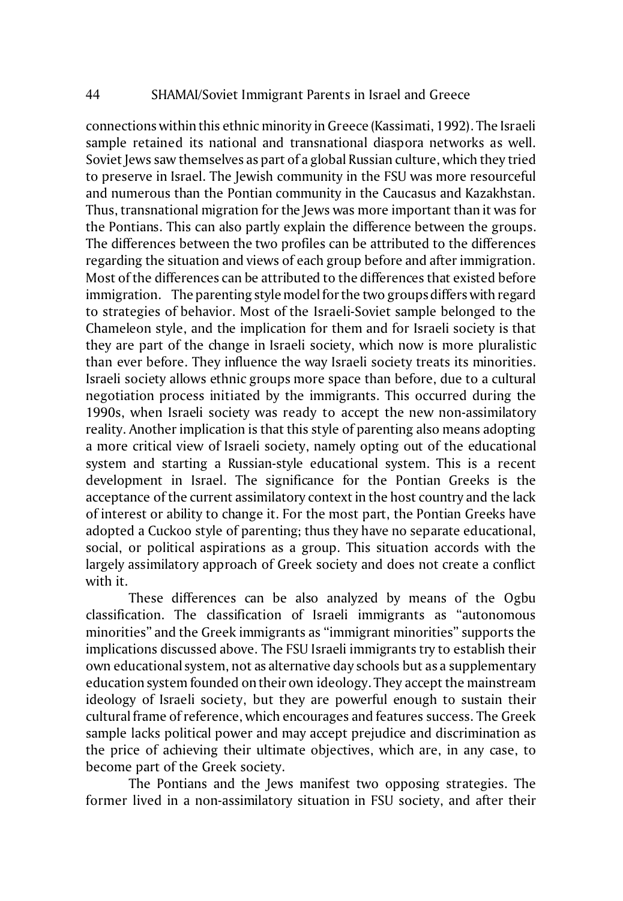connections within this ethnic minority in Greece (Kassimati, 1992). The Israeli sample retained its national and transnational diaspora networks as well. Soviet Jews saw themselves as part of a global Russian culture, which they tried to preserve in Israel. The Jewish community in the FSU was more resourceful and numerous than the Pontian community in the Caucasus and Kazakhstan. Thus, transnational migration for the Jews was more important than it was for the Pontians. This can also partly explain the difference between the groups. The differences between the two profiles can be attributed to the differences regarding the situation and views of each group before and after immigration. Most of the differences can be attributed to the differences that existed before immigration. The parenting style model for the two groups differs with regard to strategies of behavior. Most of the Israeli-Soviet sample belonged to the Chameleon style, and the implication for them and for Israeli society is that they are part of the change in Israeli society, which now is more pluralistic than ever before. They influence the way Israeli society treats its minorities. Israeli society allows ethnic groups more space than before, due to a cultural negotiation process initiated by the immigrants. This occurred during the 1990s, when Israeli society was ready to accept the new non-assimilatory reality. Another implication is that this style of parenting also means adopting a more critical view of Israeli society, namely opting out of the educational system and starting a Russian-style educational system. This is a recent development in Israel. The significance for the Pontian Greeks is the acceptance of the current assimilatory context in the host country and the lack of interest or ability to change it. For the most part, the Pontian Greeks have adopted a Cuckoo style of parenting; thus they have no separate educational, social, or political aspirations as a group. This situation accords with the largely assimilatory approach of Greek society and does not create a conflict with it.

These differences can be also analyzed by means of the Ogbu classification. The classification of Israeli immigrants as "autonomous minorities" and the Greek immigrants as "immigrant minorities" supports the implications discussed above. The FSU Israeli immigrants try to establish their own educational system, not as alternative day schools but as a supplementary education system founded on their own ideology. They accept the mainstream ideology of Israeli society, but they are powerful enough to sustain their cultural frame of reference, which encourages and features success. The Greek sample lacks political power and may accept prejudice and discrimination as the price of achieving their ultimate objectives, which are, in any case, to become part of the Greek society.

The Pontians and the Jews manifest two opposing strategies. The former lived in a non-assimilatory situation in FSU society, and after their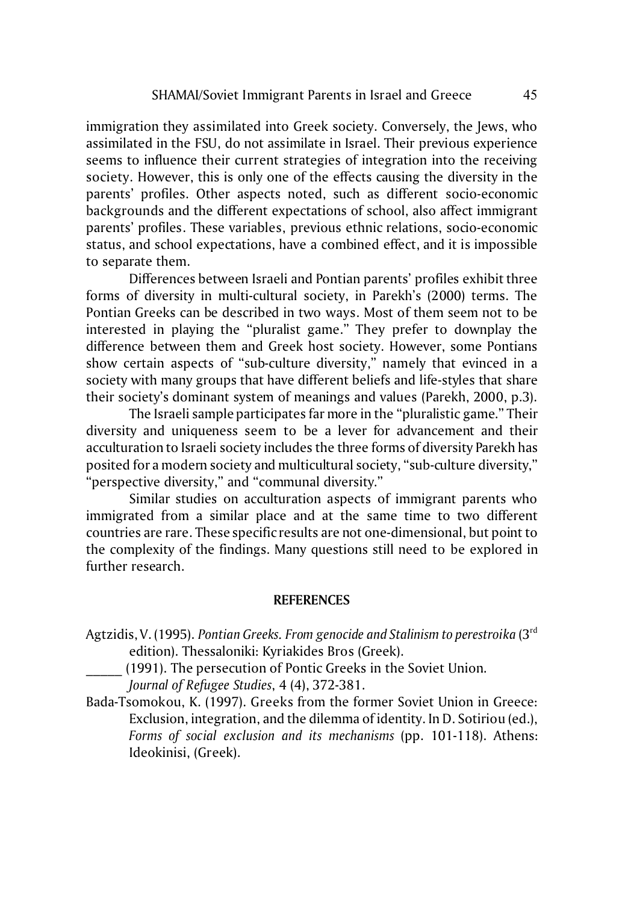immigration they assimilated into Greek society. Conversely, the Jews, who assimilated in the FSU, do not assimilate in Israel. Their previous experience seems to influence their current strategies of integration into the receiving society. However, this is only one of the effects causing the diversity in the parents' profiles. Other aspects noted, such as different socio-economic backgrounds and the different expectations of school, also affect immigrant parents' profiles. These variables, previous ethnic relations, socio-economic status, and school expectations, have a combined effect, and it is impossible to separate them.

Differences between Israeli and Pontian parents' profiles exhibit three forms of diversity in multi-cultural society, in Parekh's (2000) terms. The Pontian Greeks can be described in two ways. Most of them seem not to be interested in playing the "pluralist game." They prefer to downplay the difference between them and Greek host society. However, some Pontians show certain aspects of "sub-culture diversity," namely that evinced in a society with many groups that have different beliefs and life-styles that share their society's dominant system of meanings and values (Parekh, 2000, p.3).

The Israeli sample participates far more in the "pluralistic game." Their diversity and uniqueness seem to be a lever for advancement and their acculturation to Israeli society includes the three forms of diversity Parekh has posited for a modern society and multicultural society, "sub-culture diversity," "perspective diversity," and "communal diversity."

Similar studies on acculturation aspects of immigrant parents who immigrated from a similar place and at the same time to two different countries are rare. These specific results are not one-dimensional, but point to the complexity of the findings. Many questions still need to be explored in further research.

## REFERENCES

Agtzidis, V. (1995). *Pontian Greeks. From genocide and Stalinism to perestroika* (3rd edition). Thessaloniki: Kyriakides Bros (Greek).

_____ (1991). The persecution of Pontic Greeks in the Soviet Union. *Journal of Refugee Studies*, 4 (4), 372-381.

Bada-Tsomokou, K. (1997). Greeks from the former Soviet Union in Greece: Exclusion, integration, and the dilemma of identity. In D. Sotiriou (ed.), *Forms of social exclusion and its mechanisms* (pp. 101-118). Athens: Ideokinisi, (Greek).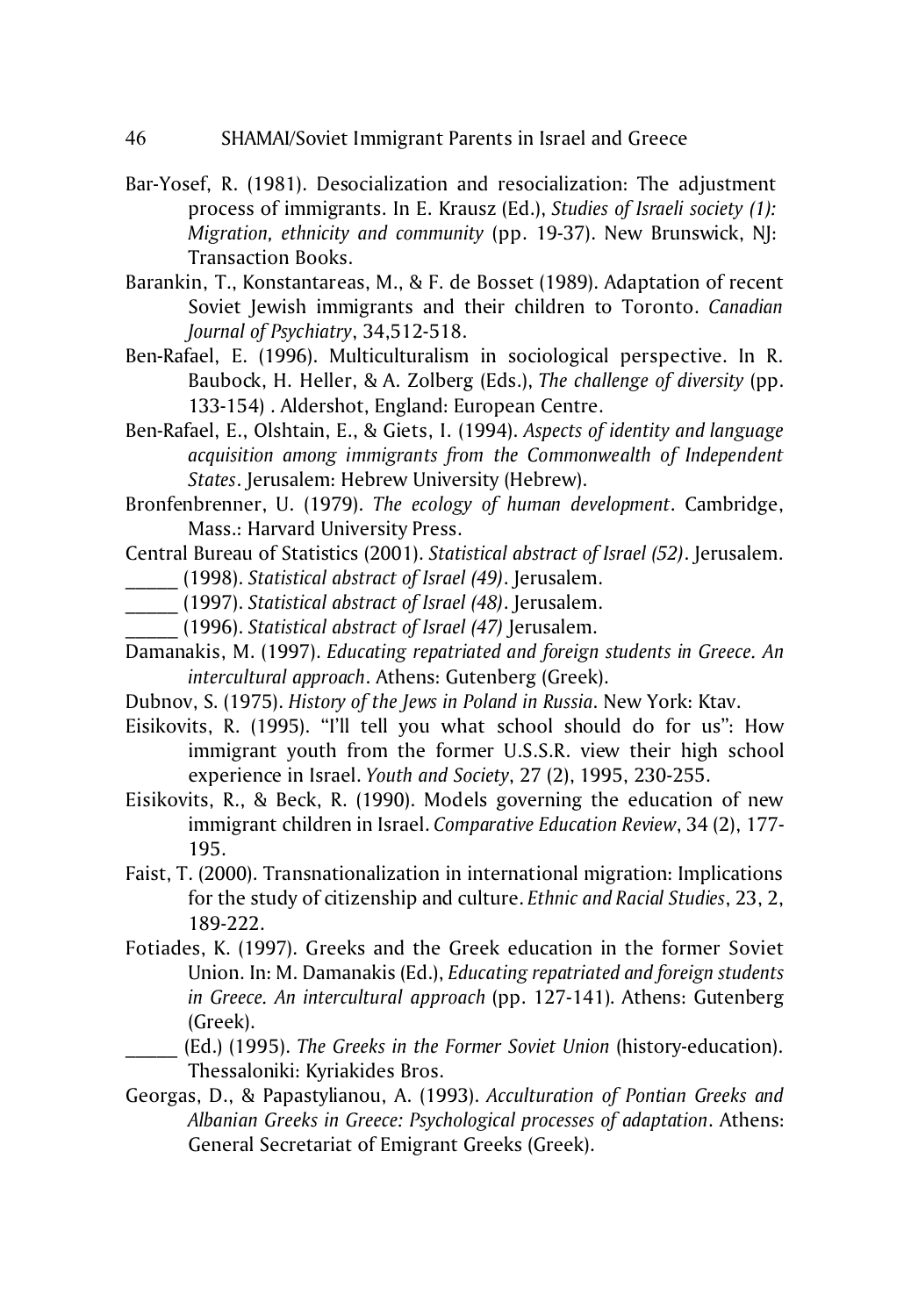Bar-Yosef, R. (1981). Desocialization and resocialization: The adjustment process of immigrants. In E. Krausz (Ed.), *Studies of Israeli society (1): Migration, ethnicity and community* (pp. 19-37). New Brunswick, NJ: Transaction Books.

Barankin, T., Konstantareas, M., & F. de Bosset (1989). Adaptation of recent Soviet Jewish immigrants and their children to Toronto. *Canadian Journal of Psychiatry*, 34,512-518.

Ben-Rafael, E. (1996). Multiculturalism in sociological perspective. In R. Baubock, H. Heller, & A. Zolberg (Eds.), *The challenge of diversity* (pp. 133-154) . Aldershot, England: European Centre.

Ben-Rafael, E., Olshtain, E., & Giets, I. (1994). *Aspects of identity and language acquisition among immigrants from the Commonwealth of Independent States*. Jerusalem: Hebrew University (Hebrew).

Bronfenbrenner, U. (1979). *The ecology of human development*. Cambridge, Mass.: Harvard University Press.

Central Bureau of Statistics (2001). *Statistical abstract of Israel (52)*. Jerusalem.

______ (1998). *Statistical abstract of Israel (49)*. Jerusalem.

______ (1997). *Statistical abstract of Israel (48)*. Jerusalem.

______ (1996). *Statistical abstract of Israel (47)* Jerusalem.

Damanakis, M. (1997). *Educating repatriated and foreign students in Greece. An intercultural approach*. Athens: Gutenberg (Greek).

Dubnov, S. (1975). *History of the Jews in Poland in Russia*. New York: Ktav.

Eisikovits, R. (1995). "I'll tell you what school should do for us": How immigrant youth from the former U.S.S.R. view their high school experience in Israel. *Youth and Society*, 27 (2), 1995, 230-255.

Eisikovits, R., & Beck, R. (1990). Models governing the education of new immigrant children in Israel. *Comparative Education Review*, 34 (2), 177-195.

Faist, T. (2000). Transnationalization in international migration: Implications for the study of citizenship and culture. *Ethnic and Racial Studies*, 23, 2, 189-222.

Fotiades, K. (1997). Greeks and the Greek education in the former Soviet Union. In: M. Damanakis (Ed.), *Educating repatriated and foreign students in Greece. An intercultural approach* (pp. 127-141). Athens: Gutenberg (Greek).

______ (Ed.) (1995). *The Greeks in the Former Soviet Union* (history-education). Thessaloniki: Kyriakides Bros.

Georgas, D., & Papastylianou, A. (1993). *Acculturation of Pontian Greeks and Albanian Greeks in Greece: Psychological processes of adaptation*. Athens: General Secretariat of Emigrant Greeks (Greek).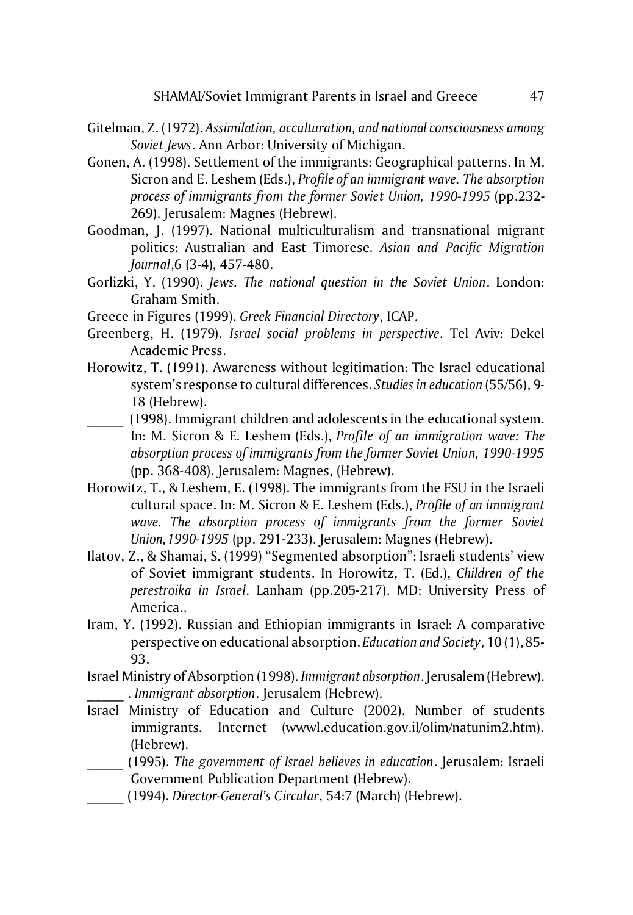Gitelman, Z. (1972). *Assimilation, acculturation, and national consciousness among Soviet Jews*. Ann Arbor: University of Michigan.

Gonen, A. (1998). Settlement of the immigrants: Geographical patterns. In M. Sicron and E. Leshem (Eds.), *Profile of an immigrant wave. The absorption process of immigrants from the former Soviet Union, 1990-1995* (pp.232-269). Jerusalem: Magnes (Hebrew).

Goodman, J. (1997). National multiculturalism and transnational migrant politics: Australian and East Timorese. *Asian and Pacific Migration Journal*,6 (3-4), 457-480.

Gorlizki, Y. (1990). *Jews. The national question in the Soviet Union*. London: Graham Smith.

Greece in Figures (1999). *Greek Financial Directory*, ICAP.

Greenberg, H. (1979). *Israel social problems in perspective*. Tel Aviv: Dekel Academic Press.

Horowitz, T. (1991). Awareness without legitimation: The Israel educational system's response to cultural differences. *Studies in education* (55/56), 9-18 (Hebrew).

_____ (1998). Immigrant children and adolescents in the educational system. In: M. Sicron & E. Leshem (Eds.), *Profile of an immigration wave: The absorption process of immigrants from the former Soviet Union, 1990-1995* (pp. 368-408). Jerusalem: Magnes, (Hebrew).

Horowitz, T., & Leshem, E. (1998). The immigrants from the FSU in the Israeli cultural space. In: M. Sicron & E. Leshem (Eds.), *Profile of an immigrant wave. The absorption process of immigrants from the former Soviet Union,1990-1995* (pp. 291-233). Jerusalem: Magnes (Hebrew).

Ilatov, Z., & Shamai, S. (1999) "Segmented absorption": Israeli students' view of Soviet immigrant students. In Horowitz, T. (Ed.), *Children of the perestroika in Israel*. Lanham (pp.205-217). MD: University Press of America..

Iram, Y. (1992). Russian and Ethiopian immigrants in Israel: A comparative perspective on educational absorption. *Education and Society*, 10 (1), 85-93.

Israel Ministry of Absorption (1998). *Immigrant absorption*. Jerusalem (Hebrew).

_____ . *Immigrant absorption*. Jerusalem (Hebrew).

Israel Ministry of Education and Culture (2002). Number of students immigrants. Internet (wwwl.education.gov.il/olim/natunim2.htm). (Hebrew).

_____ (1995). *The government of Israel believes in education*. Jerusalem: Israeli Government Publication Department (Hebrew).

_____ (1994). *Director-General's Circular*, 54:7 (March) (Hebrew).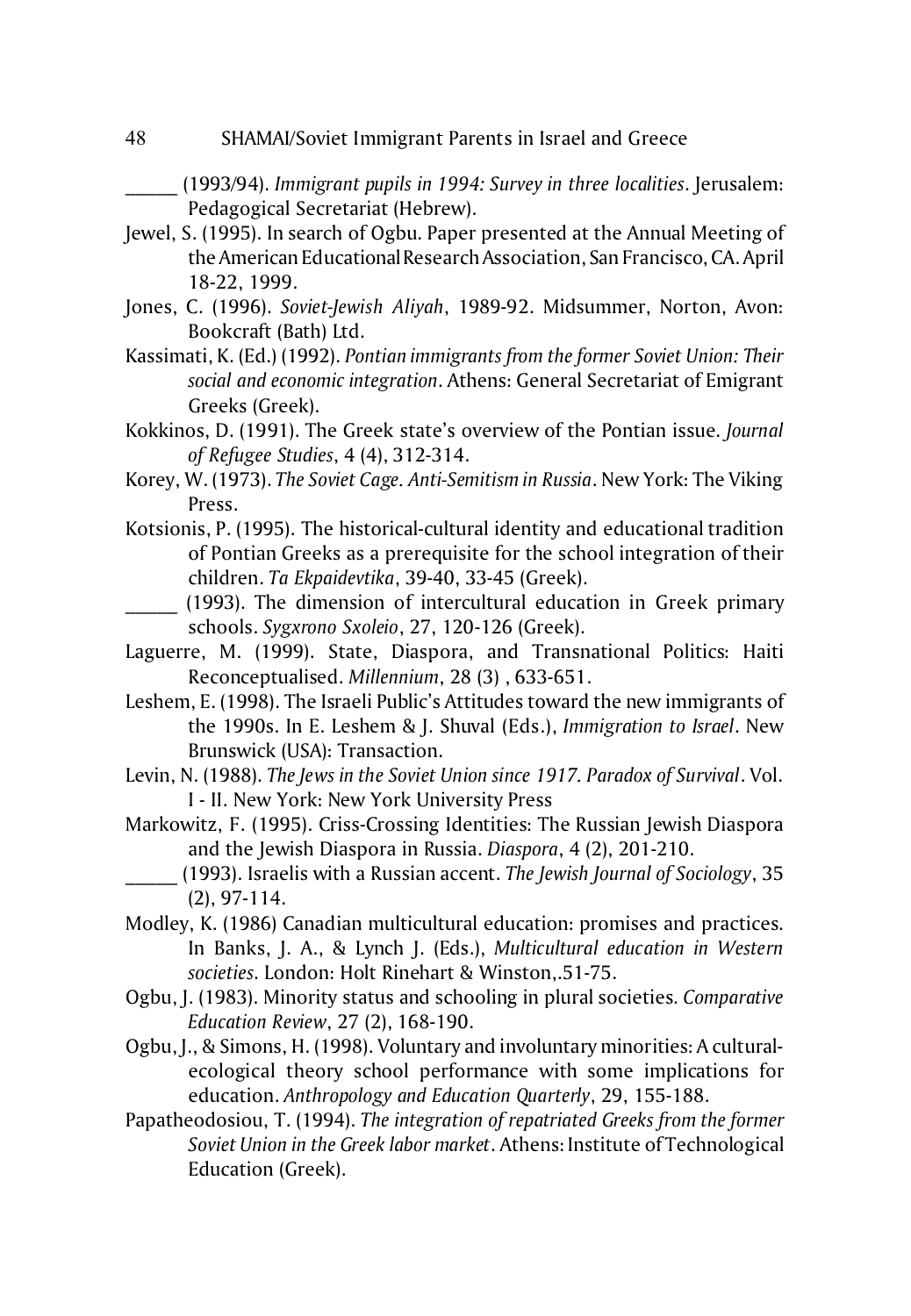_____ (1993/94). *Immigrant pupils in 1994: Survey in three localities*. Jerusalem: Pedagogical Secretariat (Hebrew).

Jewel, S. (1995). In search of Ogbu. Paper presented at the Annual Meeting of the American Educational Research Association, San Francisco, CA. April 18-22, 1999.

Jones, C. (1996). *Soviet-Jewish Aliyah*, 1989-92. Midsummer, Norton, Avon: Bookcraft (Bath) Ltd.

Kassimati, K. (Ed.) (1992). *Pontian immigrants from the former Soviet Union: Their social and economic integration*. Athens: General Secretariat of Emigrant Greeks (Greek).

Kokkinos, D. (1991). The Greek state's overview of the Pontian issue. *Journal of Refugee Studies*, 4 (4), 312-314.

Korey, W. (1973). *The Soviet Cage. Anti-Semitism in Russia*. New York: The Viking Press.

Kotsionis, P. (1995). The historical-cultural identity and educational tradition of Pontian Greeks as a prerequisite for the school integration of their children. *Ta Ekpaidevtika*, 39-40, 33-45 (Greek).

_____ (1993). The dimension of intercultural education in Greek primary schools. *Sygxrono Sxoleio*, 27, 120-126 (Greek).

Laguerre, M. (1999). State, Diaspora, and Transnational Politics: Haiti Reconceptualised. *Millennium*, 28 (3) , 633-651.

Leshem, E. (1998). The Israeli Public's Attitudes toward the new immigrants of the 1990s. In E. Leshem & J. Shuval (Eds.), *Immigration to Israel*. New Brunswick (USA): Transaction.

Levin, N. (1988). *The Jews in the Soviet Union since 1917. Paradox of Survival*. Vol. I - II. New York: New York University Press

Markowitz, F. (1995). Criss-Crossing Identities: The Russian Jewish Diaspora and the Jewish Diaspora in Russia. *Diaspora*, 4 (2), 201-210.

_____ (1993). Israelis with a Russian accent. *The Jewish Journal of Sociology*, 35 (2), 97-114.

Modley, K. (1986) Canadian multicultural education: promises and practices. In Banks, J. A., & Lynch J. (Eds.), *Multicultural education in Western societies*. London: Holt Rinehart & Winston,.51-75.

Ogbu, J. (1983). Minority status and schooling in plural societies. *Comparative Education Review*, 27 (2), 168-190.

Ogbu, J., & Simons, H. (1998). Voluntary and involuntary minorities: A cultural-ecological theory school performance with some implications for education. *Anthropology and Education Quarterly*, 29, 155-188.

Papatheodosiou, T. (1994). *The integration of repatriated Greeks from the former Soviet Union in the Greek labor market*. Athens: Institute of Technological Education (Greek).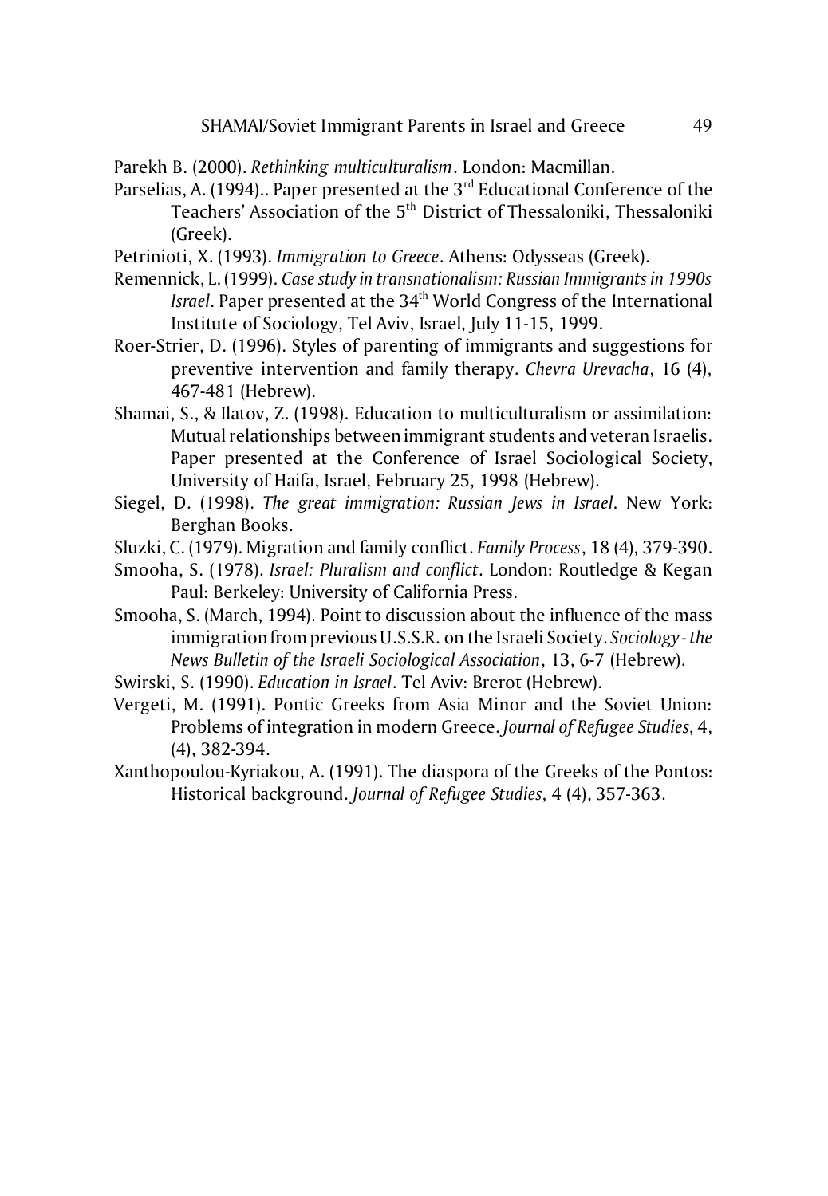Parekh B. (2000). *Rethinking multiculturalism*. London: Macmillan.

Parselias, A. (1994).. Paper presented at the 3rd Educational Conference of the Teachers' Association of the 5th District of Thessaloniki, Thessaloniki (Greek).

Petrinioti, X. (1993). *Immigration to Greece*. Athens: Odysseas (Greek).

Remennick, L. (1999). *Case study in transnationalism: Russian Immigrants in 1990s Israel*. Paper presented at the 34th World Congress of the International Institute of Sociology, Tel Aviv, Israel, July 11-15, 1999.

Roer-Strier, D. (1996). Styles of parenting of immigrants and suggestions for preventive intervention and family therapy. *Chevra Urevacha*, 16 (4), 467-481 (Hebrew).

Shamai, S., & Ilatov, Z. (1998). Education to multiculturalism or assimilation: Mutual relationships between immigrant students and veteran Israelis. Paper presented at the Conference of Israel Sociological Society, University of Haifa, Israel, February 25, 1998 (Hebrew).

Siegel, D. (1998). *The great immigration: Russian Jews in Israel*. New York: Berghan Books.

Sluzki, C. (1979). Migration and family conflict. *Family Process*, 18 (4), 379-390.

Smooha, S. (1978). *Israel: Pluralism and conflict*. London: Routledge & Kegan Paul: Berkeley: University of California Press.

Smooha, S. (March, 1994). Point to discussion about the influence of the mass immigration from previous U.S.S.R. on the Israeli Society. *Sociology - the News Bulletin of the Israeli Sociological Association*, 13, 6-7 (Hebrew).

Swirski, S. (1990). *Education in Israel*. Tel Aviv: Brerot (Hebrew).

Vergeti, M. (1991). Pontic Greeks from Asia Minor and the Soviet Union: Problems of integration in modern Greece. *Journal of Refugee Studies*, 4, (4), 382-394.

Xanthopoulou-Kyriakou, A. (1991). The diaspora of the Greeks of the Pontos: Historical background. *Journal of Refugee Studies*, 4 (4), 357-363.